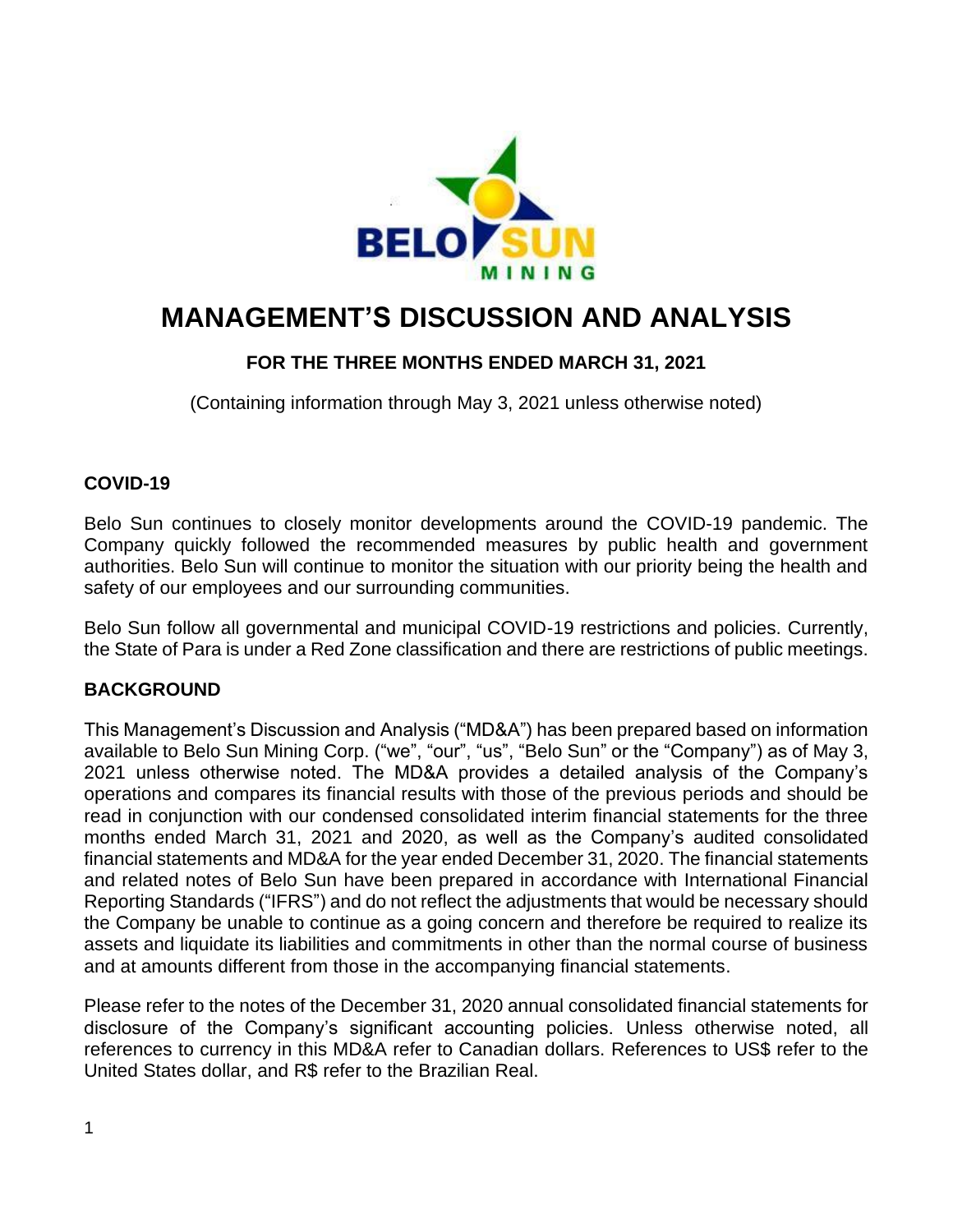# MANAGEMENT'S DISCUSSION AND ANALYSIS

### FOR THE THREE MONTHS ENDED MARCH 31, 2021

(Containing information through May 3, 2021 unless otherwise noted)

## COVID-19

Belo Sun continues to closely monitor developments around the COVID-19 pandemic. The Company quickly followed the recommended measures by public health and government authorities. Belo Sun will continue to monitor the situation with our priority being the health and safety of our employees and our surrounding communities.

Belo Sun follow all governmental and municipal COVID-19 restrictions and policies. Currently, the State of Para is under a Red Zone classification and there are restrictions of public meetings.

## BACKGROUND

This Management's Discussion and Analysis ("MD&A") has been prepared based on information available to Belo Sun Mining Corp. ("we", "our", "us", "Belo Sun" or the "Company") as of May 3, 2021 unless otherwise noted. The MD&A provides a detailed analysis of the Company's operations and compares its financial results with those of the previous periods and should be read in conjunction with our condensed consolidated interim financial statements for the three months ended March 31, 2021 and 2020, as well as the Company's audited consolidated financial statements and MD&A for the year ended December 31, 2020. The financial statements and related notes of Belo Sun have been prepared in accordance with International Financial Reporting Standards ("IFRS") and do not reflect the adjustments that would be necessary should the Company be unable to continue as a going concern and therefore be required to realize its assets and liquidate its liabilities and commitments in other than the normal course of business and at amounts different from those in the accompanying financial statements.

Please refer to the notes of the December 31, 2020 annual consolidated financial statements for disclosure of the Company's significant accounting policies. Unless otherwise noted, all references to currency in this MD&A refer to Canadian dollars. References to US$ refer to the United States dollar, and R$ refer to the Brazilian Real.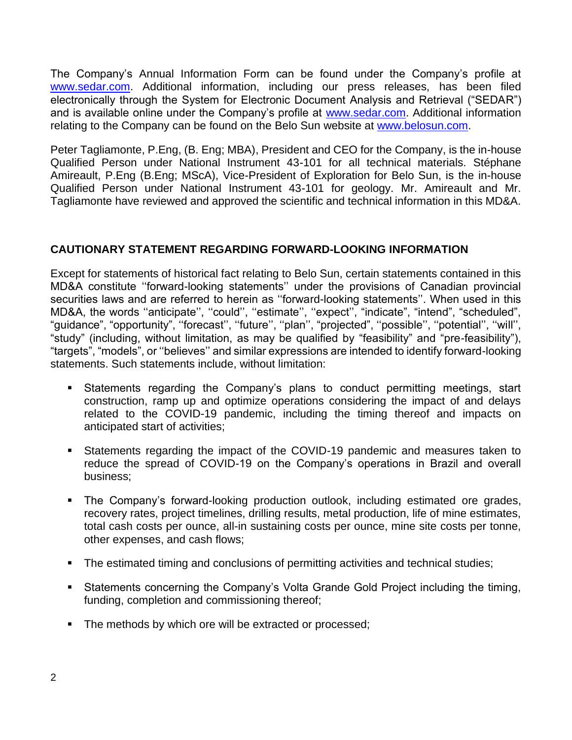The Company's Annual Information Form can be found under the Company's profile at www.sedar.com. Additional information, including our press releases, has been filed electronically through the System for Electronic Document Analysis and Retrieval ("SEDAR") and is available online under the Company's profile at www.sedar.com. Additional information relating to the Company can be found on the Belo Sun website at www.belosun.com.

Peter Tagliamonte, P.Eng, (B. Eng; MBA), President and CEO for the Company, is the in-house Qualified Person under National Instrument 43-101 for all technical materials. Stéphane Amireault, P.Eng (B.Eng; MScA), Vice-President of Exploration for Belo Sun, is the in-house Qualified Person under National Instrument 43-101 for geology. Mr. Amireault and Mr. Tagliamonte have reviewed and approved the scientific and technical information in this MD&A.

## CAUTIONARY STATEMENT REGARDING FORWARD-LOOKING INFORMATION

Except for statements of historical fact relating to Belo Sun, certain statements contained in this MD&A constitute ''forward-looking statements'' under the provisions of Canadian provincial securities laws and are referred to herein as ''forward-looking statements''. When used in this MD&A, the words ''anticipate'', ''could'', ''estimate'', ''expect'', "indicate", "intend", "scheduled", "guidance", "opportunity", ''forecast'', ''future'', ''plan'', "projected", ''possible'', ''potential'', ''will'', "study" (including, without limitation, as may be qualified by "feasibility" and "pre-feasibility"), "targets", "models", or ''believes'' and similar expressions are intended to identify forward-looking statements. Such statements include, without limitation:

- Statements regarding the Company's plans to conduct permitting meetings, start construction, ramp up and optimize operations considering the impact of and delays related to the COVID-19 pandemic, including the timing thereof and impacts on anticipated start of activities;
- Statements regarding the impact of the COVID-19 pandemic and measures taken to reduce the spread of COVID-19 on the Company's operations in Brazil and overall business;
- The Company's forward-looking production outlook, including estimated ore grades, recovery rates, project timelines, drilling results, metal production, life of mine estimates, total cash costs per ounce, all-in sustaining costs per ounce, mine site costs per tonne, other expenses, and cash flows;
- The estimated timing and conclusions of permitting activities and technical studies;
- Statements concerning the Company's Volta Grande Gold Project including the timing, funding, completion and commissioning thereof;
- The methods by which ore will be extracted or processed;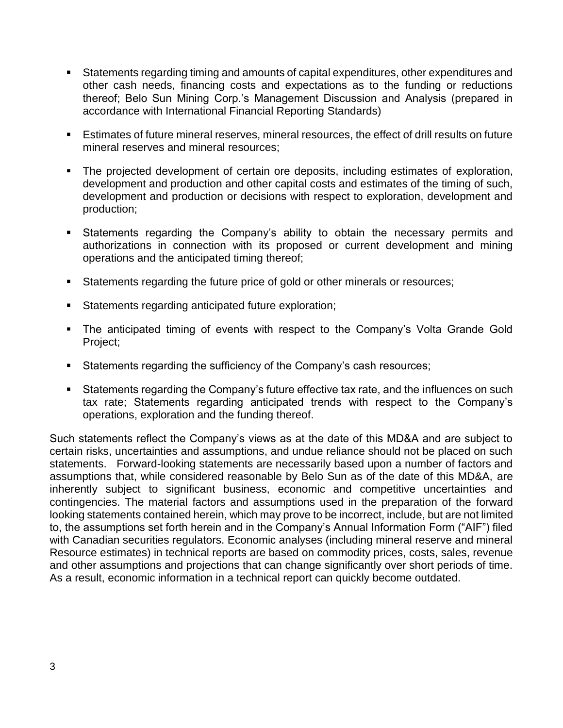- Statements regarding timing and amounts of capital expenditures, other expenditures and other cash needs, financing costs and expectations as to the funding or reductions thereof; Belo Sun Mining Corp.'s Management Discussion and Analysis (prepared in accordance with International Financial Reporting Standards)
- Estimates of future mineral reserves, mineral resources, the effect of drill results on future mineral reserves and mineral resources;
- The projected development of certain ore deposits, including estimates of exploration, development and production and other capital costs and estimates of the timing of such, development and production or decisions with respect to exploration, development and production;
- Statements regarding the Company's ability to obtain the necessary permits and authorizations in connection with its proposed or current development and mining operations and the anticipated timing thereof;
- Statements regarding the future price of gold or other minerals or resources;
- Statements regarding anticipated future exploration;
- The anticipated timing of events with respect to the Company's Volta Grande Gold Project;
- Statements regarding the sufficiency of the Company's cash resources;
- Statements regarding the Company's future effective tax rate, and the influences on such tax rate; Statements regarding anticipated trends with respect to the Company's operations, exploration and the funding thereof.

Such statements reflect the Company's views as at the date of this MD&A and are subject to certain risks, uncertainties and assumptions, and undue reliance should not be placed on such statements. Forward-looking statements are necessarily based upon a number of factors and assumptions that, while considered reasonable by Belo Sun as of the date of this MD&A, are inherently subject to significant business, economic and competitive uncertainties and contingencies. The material factors and assumptions used in the preparation of the forward looking statements contained herein, which may prove to be incorrect, include, but are not limited to, the assumptions set forth herein and in the Company's Annual Information Form ("AIF") filed with Canadian securities regulators. Economic analyses (including mineral reserve and mineral Resource estimates) in technical reports are based on commodity prices, costs, sales, revenue and other assumptions and projections that can change significantly over short periods of time. As a result, economic information in a technical report can quickly become outdated.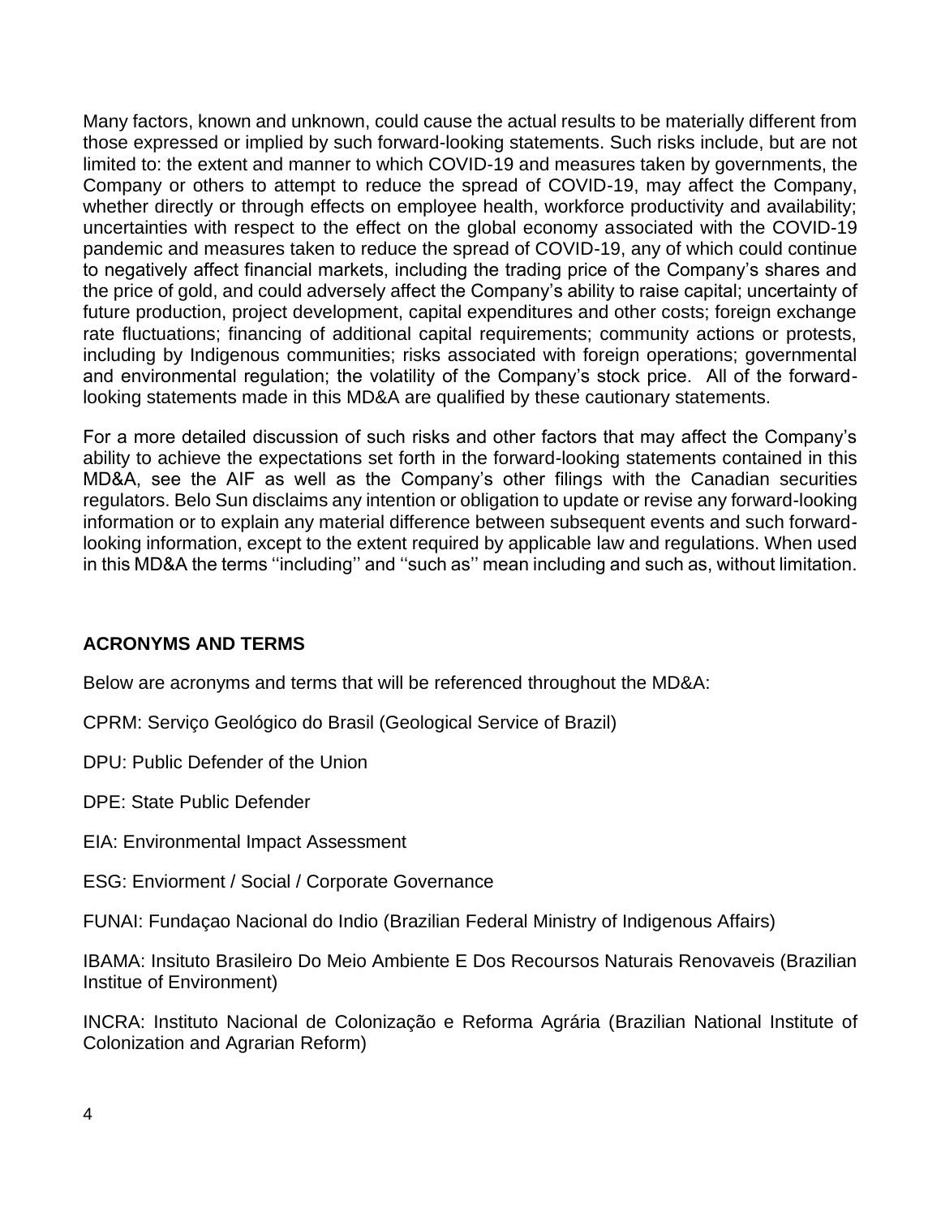Many factors, known and unknown, could cause the actual results to be materially different from those expressed or implied by such forward-looking statements. Such risks include, but are not limited to: the extent and manner to which COVID-19 and measures taken by governments, the Company or others to attempt to reduce the spread of COVID-19, may affect the Company, whether directly or through effects on employee health, workforce productivity and availability; uncertainties with respect to the effect on the global economy associated with the COVID-19 pandemic and measures taken to reduce the spread of COVID-19, any of which could continue to negatively affect financial markets, including the trading price of the Company's shares and the price of gold, and could adversely affect the Company's ability to raise capital; uncertainty of future production, project development, capital expenditures and other costs; foreign exchange rate fluctuations; financing of additional capital requirements; community actions or protests, including by Indigenous communities; risks associated with foreign operations; governmental and environmental regulation; the volatility of the Company's stock price. All of the forward-looking statements made in this MD&A are qualified by these cautionary statements.

For a more detailed discussion of such risks and other factors that may affect the Company's ability to achieve the expectations set forth in the forward-looking statements contained in this MD&A, see the AIF as well as the Company's other filings with the Canadian securities regulators. Belo Sun disclaims any intention or obligation to update or revise any forward-looking information or to explain any material difference between subsequent events and such forward-looking information, except to the extent required by applicable law and regulations. When used in this MD&A the terms ''including'' and ''such as'' mean including and such as, without limitation.

**ACRONYMS AND TERMS**

Below are acronyms and terms that will be referenced throughout the MD&A:

CPRM: Serviço Geológico do Brasil (Geological Service of Brazil)

DPU: Public Defender of the Union

DPE: State Public Defender

EIA: Environmental Impact Assessment

ESG: Enviorment / Social / Corporate Governance

FUNAI: Fundaçao Nacional do Indio (Brazilian Federal Ministry of Indigenous Affairs)

IBAMA: Insituto Brasileiro Do Meio Ambiente E Dos Recoursos Naturais Renovaveis (Brazilian Institue of Environment)

INCRA: Instituto Nacional de Colonização e Reforma Agrária (Brazilian National Institute of Colonization and Agrarian Reform)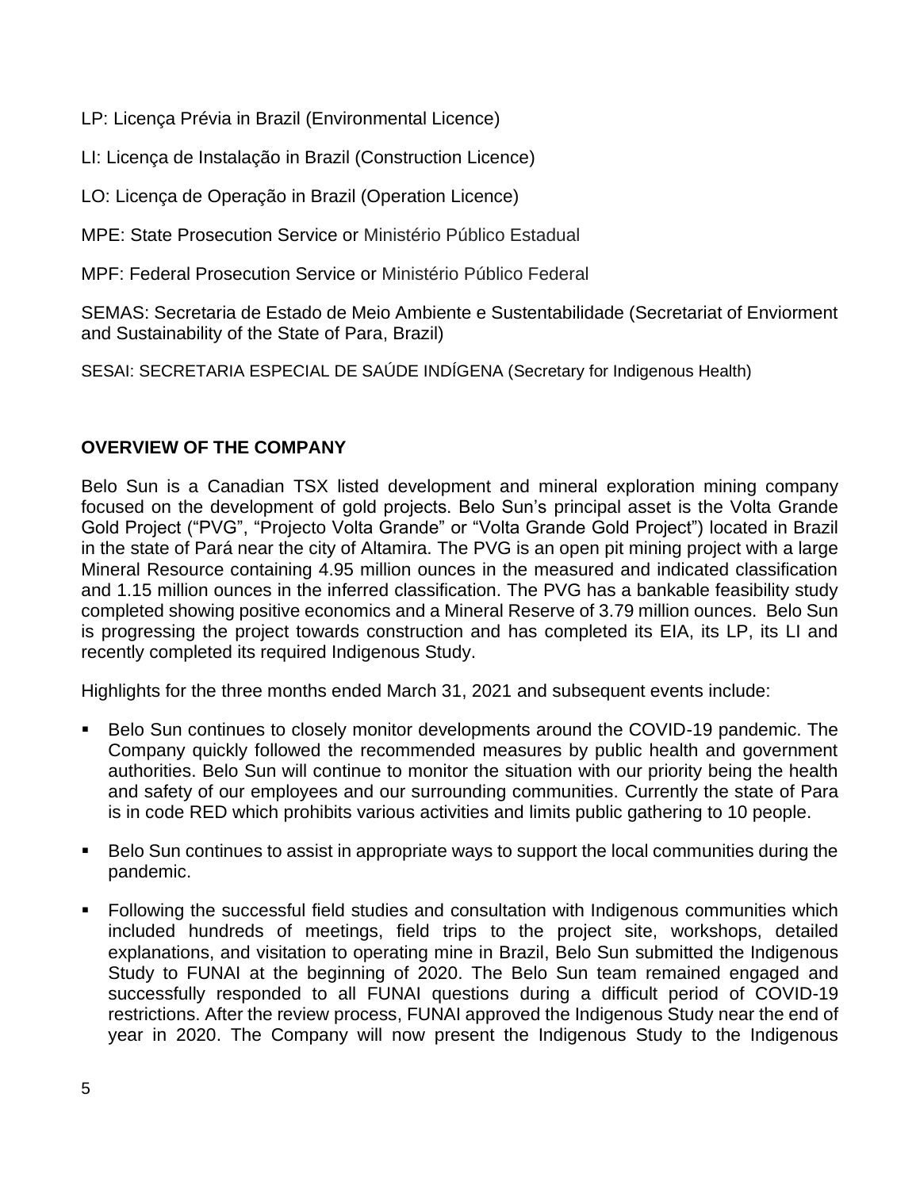LP: Licença Prévia in Brazil (Environmental Licence)

LI: Licença de Instalação in Brazil (Construction Licence)

LO: Licença de Operação in Brazil (Operation Licence)

MPE: State Prosecution Service or Ministério Público Estadual

MPF: Federal Prosecution Service or Ministério Público Federal

SEMAS: Secretaria de Estado de Meio Ambiente e Sustentabilidade (Secretariat of Enviorment and Sustainability of the State of Para, Brazil)

SESAI: SECRETARIA ESPECIAL DE SAÚDE INDÍGENA (Secretary for Indigenous Health)

## OVERVIEW OF THE COMPANY

Belo Sun is a Canadian TSX listed development and mineral exploration mining company focused on the development of gold projects. Belo Sun's principal asset is the Volta Grande Gold Project ("PVG", "Projecto Volta Grande" or "Volta Grande Gold Project") located in Brazil in the state of Pará near the city of Altamira. The PVG is an open pit mining project with a large Mineral Resource containing 4.95 million ounces in the measured and indicated classification and 1.15 million ounces in the inferred classification. The PVG has a bankable feasibility study completed showing positive economics and a Mineral Reserve of 3.79 million ounces. Belo Sun is progressing the project towards construction and has completed its EIA, its LP, its LI and recently completed its required Indigenous Study.

Highlights for the three months ended March 31, 2021 and subsequent events include:

- Belo Sun continues to closely monitor developments around the COVID-19 pandemic. The Company quickly followed the recommended measures by public health and government authorities. Belo Sun will continue to monitor the situation with our priority being the health and safety of our employees and our surrounding communities. Currently the state of Para is in code RED which prohibits various activities and limits public gathering to 10 people.
- Belo Sun continues to assist in appropriate ways to support the local communities during the pandemic.
- Following the successful field studies and consultation with Indigenous communities which included hundreds of meetings, field trips to the project site, workshops, detailed explanations, and visitation to operating mine in Brazil, Belo Sun submitted the Indigenous Study to FUNAI at the beginning of 2020. The Belo Sun team remained engaged and successfully responded to all FUNAI questions during a difficult period of COVID-19 restrictions. After the review process, FUNAI approved the Indigenous Study near the end of year in 2020. The Company will now present the Indigenous Study to the Indigenous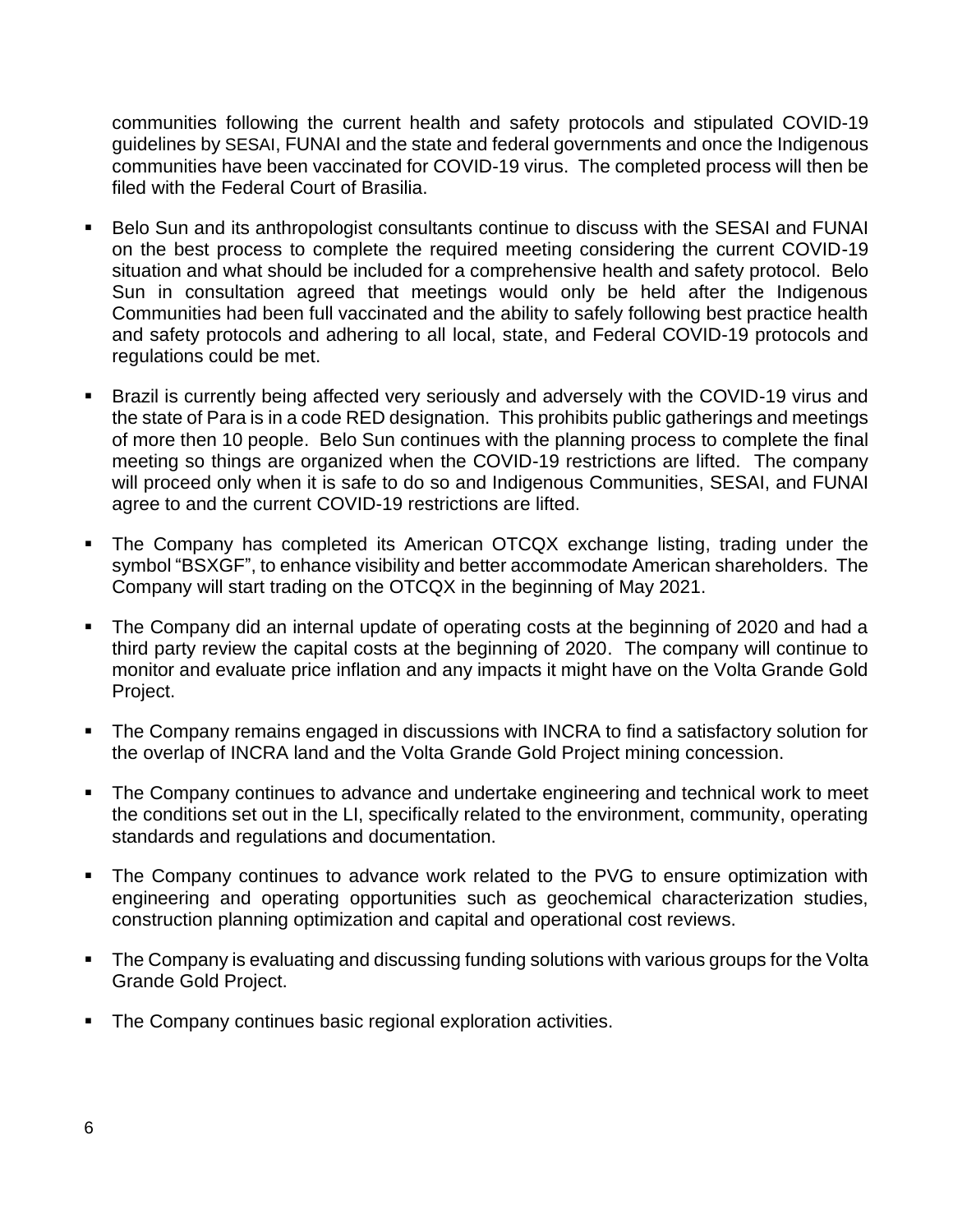communities following the current health and safety protocols and stipulated COVID-19 guidelines by SESAI, FUNAI and the state and federal governments and once the Indigenous communities have been vaccinated for COVID-19 virus. The completed process will then be filed with the Federal Court of Brasilia.

- Belo Sun and its anthropologist consultants continue to discuss with the SESAI and FUNAI on the best process to complete the required meeting considering the current COVID-19 situation and what should be included for a comprehensive health and safety protocol. Belo Sun in consultation agreed that meetings would only be held after the Indigenous Communities had been full vaccinated and the ability to safely following best practice health and safety protocols and adhering to all local, state, and Federal COVID-19 protocols and regulations could be met.
- Brazil is currently being affected very seriously and adversely with the COVID-19 virus and the state of Para is in a code RED designation. This prohibits public gatherings and meetings of more then 10 people. Belo Sun continues with the planning process to complete the final meeting so things are organized when the COVID-19 restrictions are lifted. The company will proceed only when it is safe to do so and Indigenous Communities, SESAI, and FUNAI agree to and the current COVID-19 restrictions are lifted.
- The Company has completed its American OTCQX exchange listing, trading under the symbol "BSXGF", to enhance visibility and better accommodate American shareholders. The Company will start trading on the OTCQX in the beginning of May 2021.
- The Company did an internal update of operating costs at the beginning of 2020 and had a third party review the capital costs at the beginning of 2020. The company will continue to monitor and evaluate price inflation and any impacts it might have on the Volta Grande Gold Project.
- The Company remains engaged in discussions with INCRA to find a satisfactory solution for the overlap of INCRA land and the Volta Grande Gold Project mining concession.
- The Company continues to advance and undertake engineering and technical work to meet the conditions set out in the LI, specifically related to the environment, community, operating standards and regulations and documentation.
- The Company continues to advance work related to the PVG to ensure optimization with engineering and operating opportunities such as geochemical characterization studies, construction planning optimization and capital and operational cost reviews.
- The Company is evaluating and discussing funding solutions with various groups for the Volta Grande Gold Project.
- The Company continues basic regional exploration activities.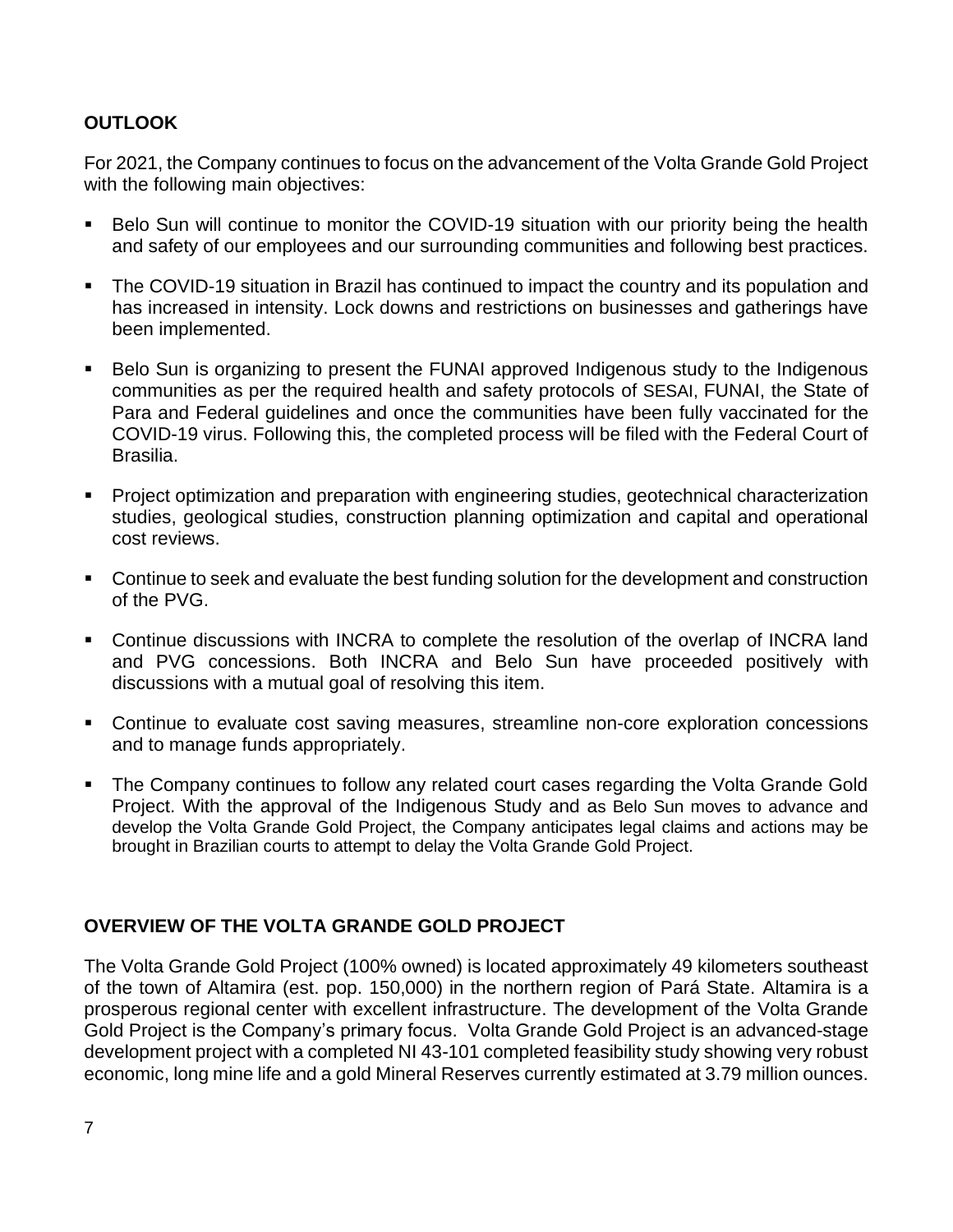## OUTLOOK

For 2021, the Company continues to focus on the advancement of the Volta Grande Gold Project with the following main objectives:

- Belo Sun will continue to monitor the COVID-19 situation with our priority being the health and safety of our employees and our surrounding communities and following best practices.
- The COVID-19 situation in Brazil has continued to impact the country and its population and has increased in intensity. Lock downs and restrictions on businesses and gatherings have been implemented.
- Belo Sun is organizing to present the FUNAI approved Indigenous study to the Indigenous communities as per the required health and safety protocols of SESAI, FUNAI, the State of Para and Federal guidelines and once the communities have been fully vaccinated for the COVID-19 virus. Following this, the completed process will be filed with the Federal Court of Brasilia.
- Project optimization and preparation with engineering studies, geotechnical characterization studies, geological studies, construction planning optimization and capital and operational cost reviews.
- Continue to seek and evaluate the best funding solution for the development and construction of the PVG.
- Continue discussions with INCRA to complete the resolution of the overlap of INCRA land and PVG concessions. Both INCRA and Belo Sun have proceeded positively with discussions with a mutual goal of resolving this item.
- Continue to evaluate cost saving measures, streamline non-core exploration concessions and to manage funds appropriately.
- The Company continues to follow any related court cases regarding the Volta Grande Gold Project. With the approval of the Indigenous Study and as Belo Sun moves to advance and develop the Volta Grande Gold Project, the Company anticipates legal claims and actions may be brought in Brazilian courts to attempt to delay the Volta Grande Gold Project.

## OVERVIEW OF THE VOLTA GRANDE GOLD PROJECT

The Volta Grande Gold Project (100% owned) is located approximately 49 kilometers southeast of the town of Altamira (est. pop. 150,000) in the northern region of Pará State. Altamira is a prosperous regional center with excellent infrastructure. The development of the Volta Grande Gold Project is the Company's primary focus. Volta Grande Gold Project is an advanced-stage development project with a completed NI 43-101 completed feasibility study showing very robust economic, long mine life and a gold Mineral Reserves currently estimated at 3.79 million ounces.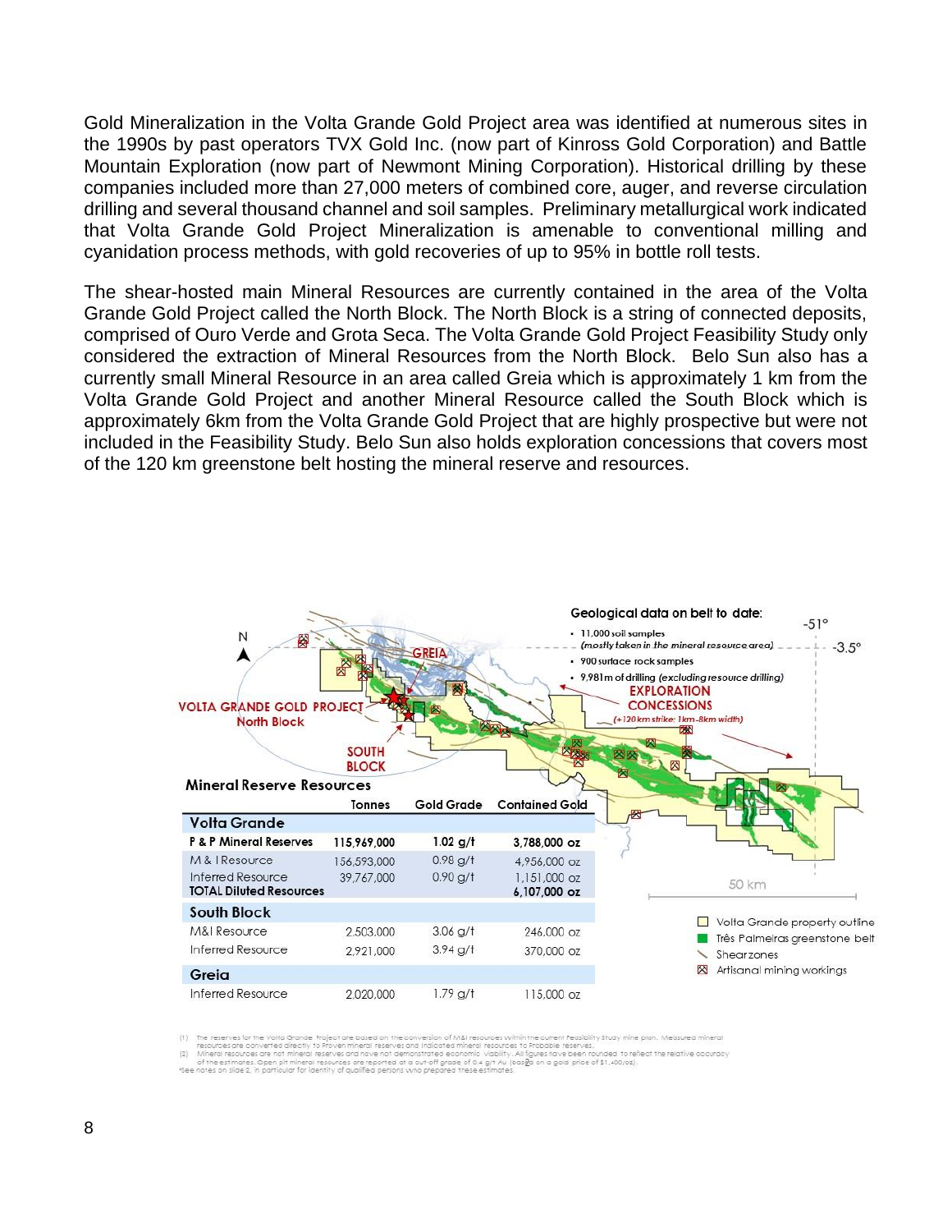Gold Mineralization in the Volta Grande Gold Project area was identified at numerous sites in the 1990s by past operators TVX Gold Inc. (now part of Kinross Gold Corporation) and Battle Mountain Exploration (now part of Newmont Mining Corporation). Historical drilling by these companies included more than 27,000 meters of combined core, auger, and reverse circulation drilling and several thousand channel and soil samples. Preliminary metallurgical work indicated that Volta Grande Gold Project Mineralization is amenable to conventional milling and cyanidation process methods, with gold recoveries of up to 95% in bottle roll tests.

The shear-hosted main Mineral Resources are currently contained in the area of the Volta Grande Gold Project called the North Block. The North Block is a string of connected deposits, comprised of Ouro Verde and Grota Seca. The Volta Grande Gold Project Feasibility Study only considered the extraction of Mineral Resources from the North Block. Belo Sun also has a currently small Mineral Resource in an area called Greia which is approximately 1 km from the Volta Grande Gold Project and another Mineral Resource called the South Block which is approximately 6km from the Volta Grande Gold Project that are highly prospective but were not included in the Feasibility Study. Belo Sun also holds exploration concessions that covers most of the 120 km greenstone belt hosting the mineral reserve and resources.

**Mineral Reserve Resources**

| | Tonnes | Gold Grade | Contained Gold |
|---|---|---|---|
| **Volta Grande** | | | |
| **P & P Mineral Reserves** | **115,969,000** | **1.02 g/t** | **3,788,000 oz** |
| M & I Resource | 156,593,000 | 0.98 g/t | 4,956,000 oz |
| Inferred Resource | 39,767,000 | 0.90 g/t | 1,151,000 oz |
| **TOTAL Diluted Resources** | | | **6,107,000 oz** |
| **South Block** | | | |
| M&I Resource | 2,503,000 | 3.06 g/t | 246,000 oz |
| Inferred Resource | 2,921,000 | 3.94 g/t | 370,000 oz |
| **Greia** | | | |
| Inferred Resource | 2,020,000 | 1.79 g/t | 115,000 oz |

Geological data on belt to date:
- 11,000 soil samples *(mostly taken in the mineral resource area)*
- 900 surface rock samples
- 9,981m of drilling *(excluding resource drilling)*

EXPLORATION CONCESSIONS *(+120 km strike; 1km-8km width)*

VOLTA GRANDE GOLD PROJECT North Block; GREIA; SOUTH BLOCK; N; -51°; -3.5°; 50 km

- Volta Grande property outline
- Três Palmeiras greenstone belt
- Shearzones
- Artisanal mining workings

(1) The reserves for the Volta Grande Project are based on the conversion of M&I resources within the current Feasibility Study mine plan. Measured mineral resources are converted directly to Proven mineral reserves and Indicated mineral resources to Probable reserves.
(2) Mineral resources are not mineral reserves and have not demonstrated economic viability. All figures have been rounded to reflect the relative accuracy of the estimates. Open pit mineral resources are reported at a cut-off grade of 0.4 g/t Au (based on a gold price of $1,400/oz).
*See notes on slide 2, in particular for identity of qualified persons who prepared these estimates.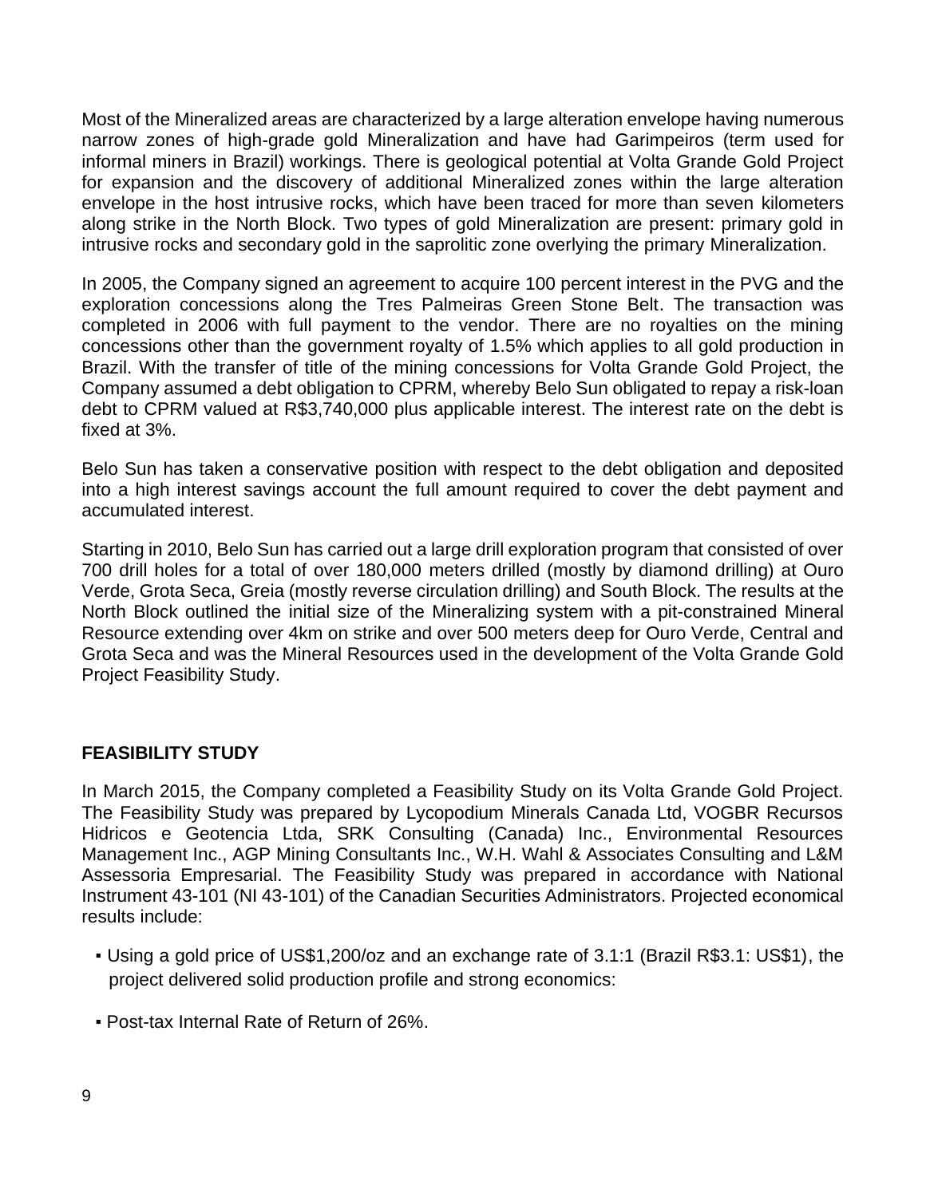Most of the Mineralized areas are characterized by a large alteration envelope having numerous narrow zones of high-grade gold Mineralization and have had Garimpeiros (term used for informal miners in Brazil) workings. There is geological potential at Volta Grande Gold Project for expansion and the discovery of additional Mineralized zones within the large alteration envelope in the host intrusive rocks, which have been traced for more than seven kilometers along strike in the North Block. Two types of gold Mineralization are present: primary gold in intrusive rocks and secondary gold in the saprolitic zone overlying the primary Mineralization.

In 2005, the Company signed an agreement to acquire 100 percent interest in the PVG and the exploration concessions along the Tres Palmeiras Green Stone Belt. The transaction was completed in 2006 with full payment to the vendor. There are no royalties on the mining concessions other than the government royalty of 1.5% which applies to all gold production in Brazil. With the transfer of title of the mining concessions for Volta Grande Gold Project, the Company assumed a debt obligation to CPRM, whereby Belo Sun obligated to repay a risk-loan debt to CPRM valued at R$3,740,000 plus applicable interest. The interest rate on the debt is fixed at 3%.

Belo Sun has taken a conservative position with respect to the debt obligation and deposited into a high interest savings account the full amount required to cover the debt payment and accumulated interest.

Starting in 2010, Belo Sun has carried out a large drill exploration program that consisted of over 700 drill holes for a total of over 180,000 meters drilled (mostly by diamond drilling) at Ouro Verde, Grota Seca, Greia (mostly reverse circulation drilling) and South Block. The results at the North Block outlined the initial size of the Mineralizing system with a pit-constrained Mineral Resource extending over 4km on strike and over 500 meters deep for Ouro Verde, Central and Grota Seca and was the Mineral Resources used in the development of the Volta Grande Gold Project Feasibility Study.

## FEASIBILITY STUDY

In March 2015, the Company completed a Feasibility Study on its Volta Grande Gold Project. The Feasibility Study was prepared by Lycopodium Minerals Canada Ltd, VOGBR Recursos Hidricos e Geotencia Ltda, SRK Consulting (Canada) Inc., Environmental Resources Management Inc., AGP Mining Consultants Inc., W.H. Wahl & Associates Consulting and L&M Assessoria Empresarial. The Feasibility Study was prepared in accordance with National Instrument 43-101 (NI 43-101) of the Canadian Securities Administrators. Projected economical results include:

- Using a gold price of US$1,200/oz and an exchange rate of 3.1:1 (Brazil R$3.1: US$1), the project delivered solid production profile and strong economics:
- Post-tax Internal Rate of Return of 26%.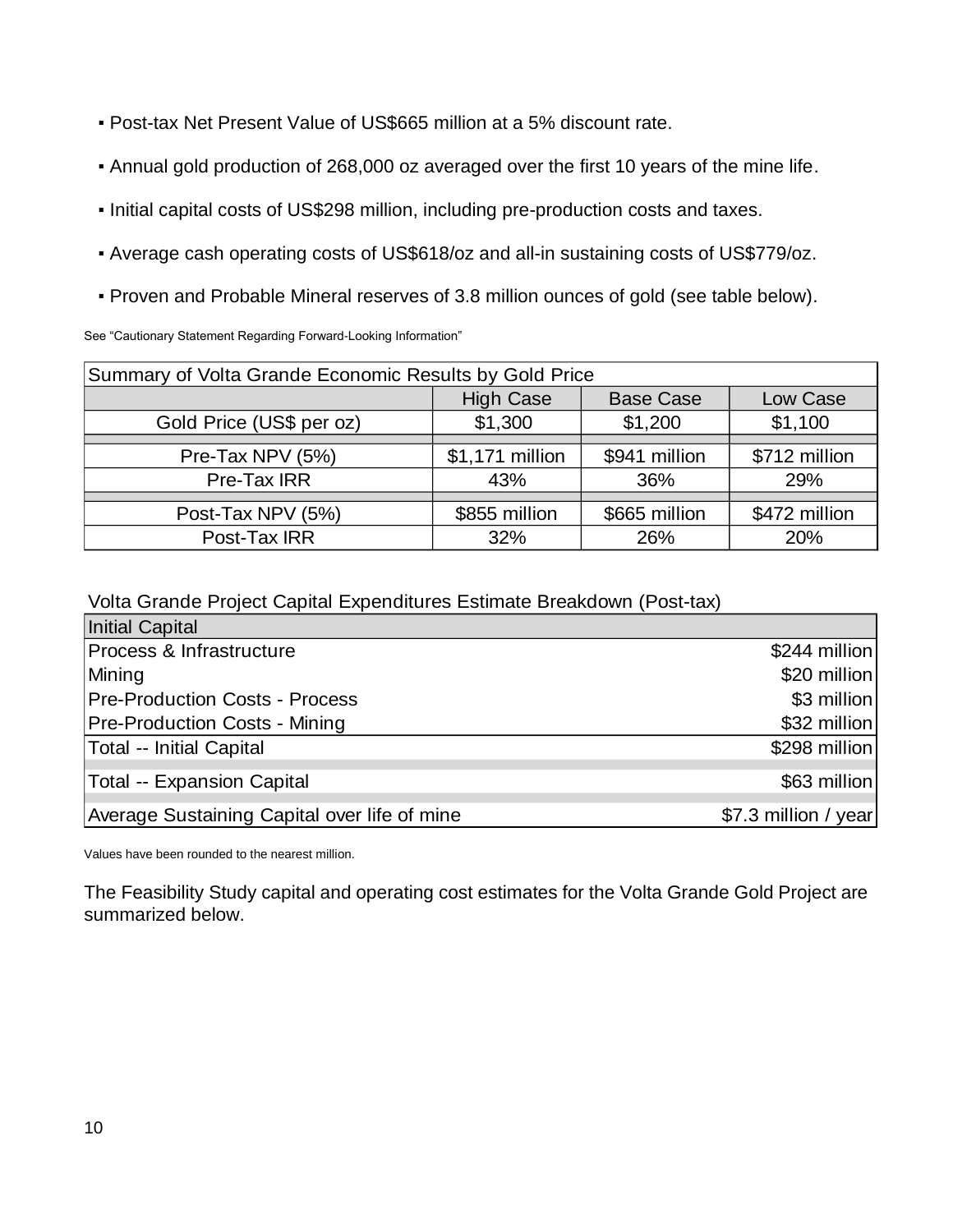- Post-tax Net Present Value of US$665 million at a 5% discount rate.
- Annual gold production of 268,000 oz averaged over the first 10 years of the mine life.
- Initial capital costs of US$298 million, including pre-production costs and taxes.
- Average cash operating costs of US$618/oz and all-in sustaining costs of US$779/oz.
- Proven and Probable Mineral reserves of 3.8 million ounces of gold (see table below).

See "Cautionary Statement Regarding Forward-Looking Information"

| Summary of Volta Grande Economic Results by Gold Price | | | |
|---|---|---|---|
| | High Case | Base Case | Low Case |
| Gold Price (US$ per oz) | $1,300 | $1,200 | $1,100 |
| Pre-Tax NPV (5%) | $1,171 million | $941 million | $712 million |
| Pre-Tax IRR | 43% | 36% | 29% |
| Post-Tax NPV (5%) | $855 million | $665 million | $472 million |
| Post-Tax IRR | 32% | 26% | 20% |

Volta Grande Project Capital Expenditures Estimate Breakdown (Post-tax)

| Initial Capital | |
|---|---|
| Process & Infrastructure | $244 million |
| Mining | $20 million |
| Pre-Production Costs - Process | $3 million |
| Pre-Production Costs - Mining | $32 million |
| Total -- Initial Capital | $298 million |
| Total -- Expansion Capital | $63 million |
| Average Sustaining Capital over life of mine | $7.3 million / year |

Values have been rounded to the nearest million.

The Feasibility Study capital and operating cost estimates for the Volta Grande Gold Project are summarized below.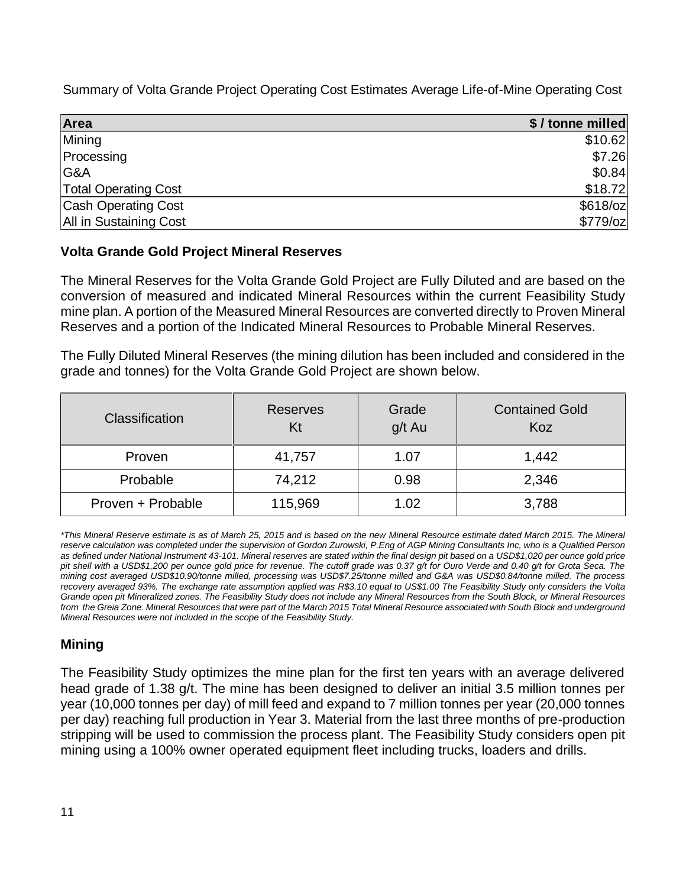Summary of Volta Grande Project Operating Cost Estimates Average Life-of-Mine Operating Cost

| Area | $ / tonne milled |
|---|---|
| Mining | $10.62 |
| Processing | $7.26 |
| G&A | $0.84 |
| Total Operating Cost | $18.72 |
| Cash Operating Cost | $618/oz |
| All in Sustaining Cost | $779/oz |

## Volta Grande Gold Project Mineral Reserves

The Mineral Reserves for the Volta Grande Gold Project are Fully Diluted and are based on the conversion of measured and indicated Mineral Resources within the current Feasibility Study mine plan. A portion of the Measured Mineral Resources are converted directly to Proven Mineral Reserves and a portion of the Indicated Mineral Resources to Probable Mineral Reserves.

The Fully Diluted Mineral Reserves (the mining dilution has been included and considered in the grade and tonnes) for the Volta Grande Gold Project are shown below.

| Classification | Reserves Kt | Grade g/t Au | Contained Gold Koz |
|---|---|---|---|
| Proven | 41,757 | 1.07 | 1,442 |
| Probable | 74,212 | 0.98 | 2,346 |
| Proven + Probable | 115,969 | 1.02 | 3,788 |

*\*This Mineral Reserve estimate is as of March 25, 2015 and is based on the new Mineral Resource estimate dated March 2015. The Mineral reserve calculation was completed under the supervision of Gordon Zurowski, P.Eng of AGP Mining Consultants Inc, who is a Qualified Person as defined under National Instrument 43-101. Mineral reserves are stated within the final design pit based on a USD$1,020 per ounce gold price pit shell with a USD$1,200 per ounce gold price for revenue. The cutoff grade was 0.37 g/t for Ouro Verde and 0.40 g/t for Grota Seca. The mining cost averaged USD$10.90/tonne milled, processing was USD$7.25/tonne milled and G&A was USD$0.84/tonne milled. The process recovery averaged 93%. The exchange rate assumption applied was R$3.10 equal to US$1.00 The Feasibility Study only considers the Volta Grande open pit Mineralized zones. The Feasibility Study does not include any Mineral Resources from the South Block, or Mineral Resources from the Greia Zone. Mineral Resources that were part of the March 2015 Total Mineral Resource associated with South Block and underground Mineral Resources were not included in the scope of the Feasibility Study.*

## Mining

The Feasibility Study optimizes the mine plan for the first ten years with an average delivered head grade of 1.38 g/t. The mine has been designed to deliver an initial 3.5 million tonnes per year (10,000 tonnes per day) of mill feed and expand to 7 million tonnes per year (20,000 tonnes per day) reaching full production in Year 3. Material from the last three months of pre-production stripping will be used to commission the process plant. The Feasibility Study considers open pit mining using a 100% owner operated equipment fleet including trucks, loaders and drills.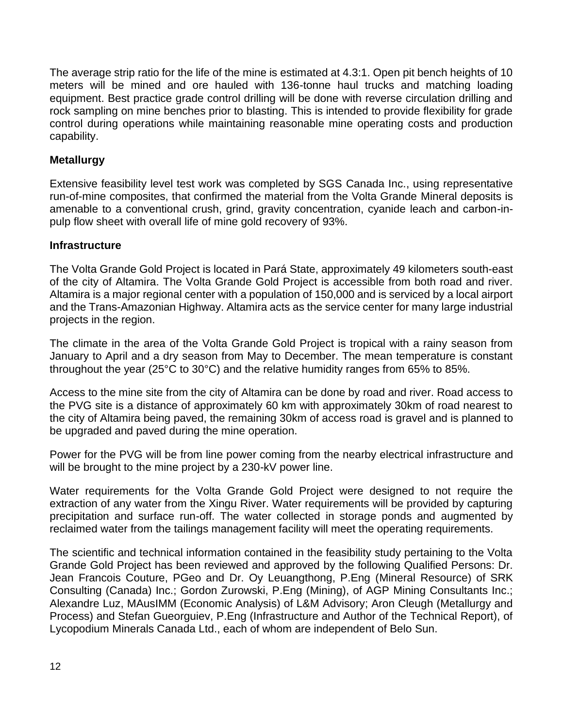The average strip ratio for the life of the mine is estimated at 4.3:1. Open pit bench heights of 10 meters will be mined and ore hauled with 136-tonne haul trucks and matching loading equipment. Best practice grade control drilling will be done with reverse circulation drilling and rock sampling on mine benches prior to blasting. This is intended to provide flexibility for grade control during operations while maintaining reasonable mine operating costs and production capability.

**Metallurgy**

Extensive feasibility level test work was completed by SGS Canada Inc., using representative run-of-mine composites, that confirmed the material from the Volta Grande Mineral deposits is amenable to a conventional crush, grind, gravity concentration, cyanide leach and carbon-in-pulp flow sheet with overall life of mine gold recovery of 93%.

**Infrastructure**

The Volta Grande Gold Project is located in Pará State, approximately 49 kilometers south-east of the city of Altamira. The Volta Grande Gold Project is accessible from both road and river. Altamira is a major regional center with a population of 150,000 and is serviced by a local airport and the Trans-Amazonian Highway. Altamira acts as the service center for many large industrial projects in the region.

The climate in the area of the Volta Grande Gold Project is tropical with a rainy season from January to April and a dry season from May to December. The mean temperature is constant throughout the year (25°C to 30°C) and the relative humidity ranges from 65% to 85%.

Access to the mine site from the city of Altamira can be done by road and river. Road access to the PVG site is a distance of approximately 60 km with approximately 30km of road nearest to the city of Altamira being paved, the remaining 30km of access road is gravel and is planned to be upgraded and paved during the mine operation.

Power for the PVG will be from line power coming from the nearby electrical infrastructure and will be brought to the mine project by a 230-kV power line.

Water requirements for the Volta Grande Gold Project were designed to not require the extraction of any water from the Xingu River. Water requirements will be provided by capturing precipitation and surface run-off. The water collected in storage ponds and augmented by reclaimed water from the tailings management facility will meet the operating requirements.

The scientific and technical information contained in the feasibility study pertaining to the Volta Grande Gold Project has been reviewed and approved by the following Qualified Persons: Dr. Jean Francois Couture, PGeo and Dr. Oy Leuangthong, P.Eng (Mineral Resource) of SRK Consulting (Canada) Inc.; Gordon Zurowski, P.Eng (Mining), of AGP Mining Consultants Inc.; Alexandre Luz, MAusIMM (Economic Analysis) of L&M Advisory; Aron Cleugh (Metallurgy and Process) and Stefan Gueorguiev, P.Eng (Infrastructure and Author of the Technical Report), of Lycopodium Minerals Canada Ltd., each of whom are independent of Belo Sun.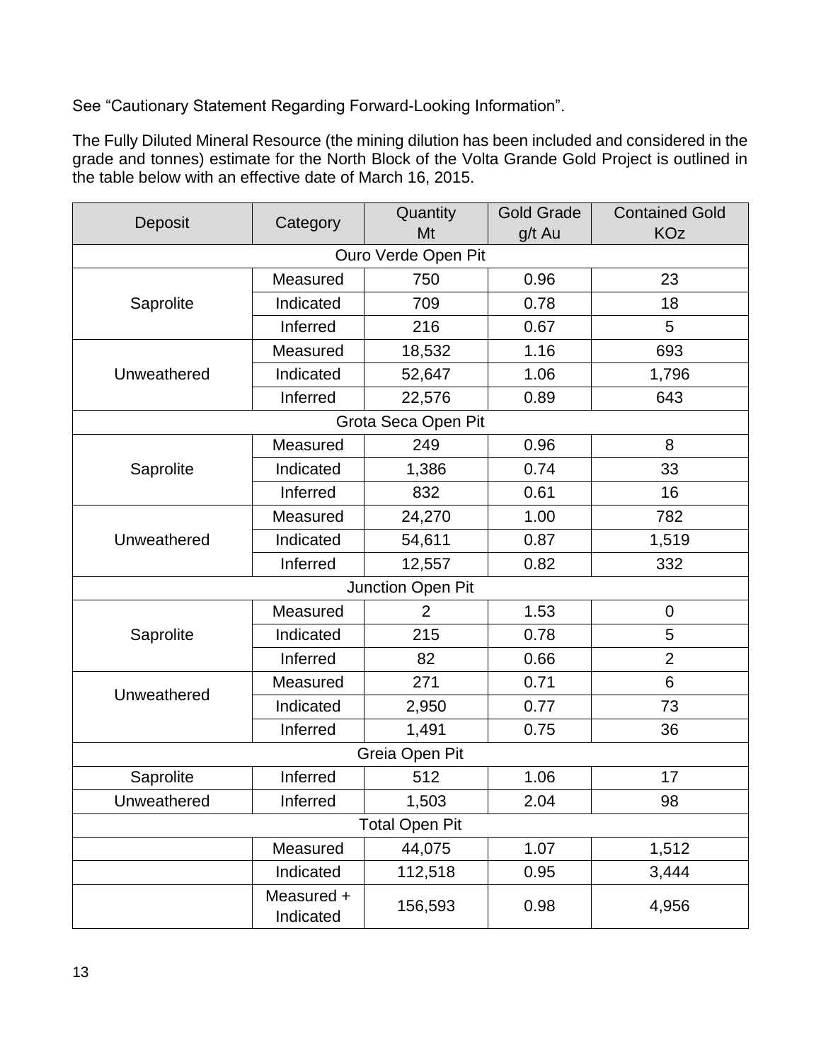See “Cautionary Statement Regarding Forward-Looking Information”.

The Fully Diluted Mineral Resource (the mining dilution has been included and considered in the grade and tonnes) estimate for the North Block of the Volta Grande Gold Project is outlined in the table below with an effective date of March 16, 2015.

| Deposit | Category | Quantity Mt | Gold Grade g/t Au | Contained Gold KOz |
|---|---|---|---|---|
| Ouro Verde Open Pit | | | | |
| Saprolite | Measured | 750 | 0.96 | 23 |
| | Indicated | 709 | 0.78 | 18 |
| | Inferred | 216 | 0.67 | 5 |
| Unweathered | Measured | 18,532 | 1.16 | 693 |
| | Indicated | 52,647 | 1.06 | 1,796 |
| | Inferred | 22,576 | 0.89 | 643 |
| Grota Seca Open Pit | | | | |
| Saprolite | Measured | 249 | 0.96 | 8 |
| | Indicated | 1,386 | 0.74 | 33 |
| | Inferred | 832 | 0.61 | 16 |
| Unweathered | Measured | 24,270 | 1.00 | 782 |
| | Indicated | 54,611 | 0.87 | 1,519 |
| | Inferred | 12,557 | 0.82 | 332 |
| Junction Open Pit | | | | |
| Saprolite | Measured | 2 | 1.53 | 0 |
| | Indicated | 215 | 0.78 | 5 |
| | Inferred | 82 | 0.66 | 2 |
| Unweathered | Measured | 271 | 0.71 | 6 |
| | Indicated | 2,950 | 0.77 | 73 |
| | Inferred | 1,491 | 0.75 | 36 |
| Greia Open Pit | | | | |
| Saprolite | Inferred | 512 | 1.06 | 17 |
| Unweathered | Inferred | 1,503 | 2.04 | 98 |
| Total Open Pit | | | | |
| | Measured | 44,075 | 1.07 | 1,512 |
| | Indicated | 112,518 | 0.95 | 3,444 |
| | Measured + Indicated | 156,593 | 0.98 | 4,956 |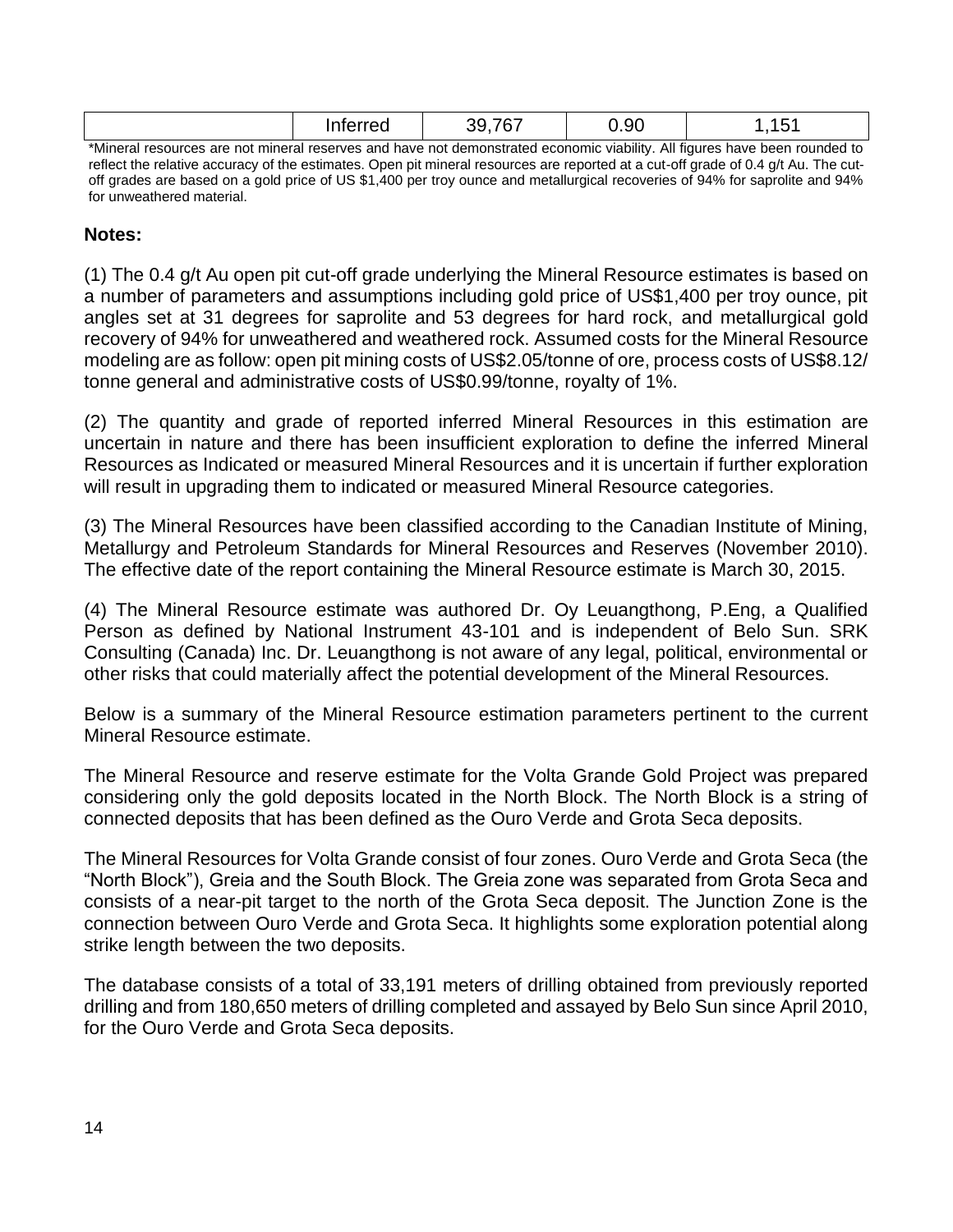| | Inferred | 39,767 | 0.90 | 1,151 |
|---|---|---|---|---|

*Mineral resources are not mineral reserves and have not demonstrated economic viability. All figures have been rounded to reflect the relative accuracy of the estimates. Open pit mineral resources are reported at a cut-off grade of 0.4 g/t Au. The cut-off grades are based on a gold price of US $1,400 per troy ounce and metallurgical recoveries of 94% for saprolite and 94% for unweathered material.

**Notes:**

(1) The 0.4 g/t Au open pit cut-off grade underlying the Mineral Resource estimates is based on a number of parameters and assumptions including gold price of US$1,400 per troy ounce, pit angles set at 31 degrees for saprolite and 53 degrees for hard rock, and metallurgical gold recovery of 94% for unweathered and weathered rock. Assumed costs for the Mineral Resource modeling are as follow: open pit mining costs of US$2.05/tonne of ore, process costs of US$8.12/ tonne general and administrative costs of US$0.99/tonne, royalty of 1%.

(2) The quantity and grade of reported inferred Mineral Resources in this estimation are uncertain in nature and there has been insufficient exploration to define the inferred Mineral Resources as Indicated or measured Mineral Resources and it is uncertain if further exploration will result in upgrading them to indicated or measured Mineral Resource categories.

(3) The Mineral Resources have been classified according to the Canadian Institute of Mining, Metallurgy and Petroleum Standards for Mineral Resources and Reserves (November 2010). The effective date of the report containing the Mineral Resource estimate is March 30, 2015.

(4) The Mineral Resource estimate was authored Dr. Oy Leuangthong, P.Eng, a Qualified Person as defined by National Instrument 43-101 and is independent of Belo Sun. SRK Consulting (Canada) Inc. Dr. Leuangthong is not aware of any legal, political, environmental or other risks that could materially affect the potential development of the Mineral Resources.

Below is a summary of the Mineral Resource estimation parameters pertinent to the current Mineral Resource estimate.

The Mineral Resource and reserve estimate for the Volta Grande Gold Project was prepared considering only the gold deposits located in the North Block. The North Block is a string of connected deposits that has been defined as the Ouro Verde and Grota Seca deposits.

The Mineral Resources for Volta Grande consist of four zones. Ouro Verde and Grota Seca (the "North Block"), Greia and the South Block. The Greia zone was separated from Grota Seca and consists of a near-pit target to the north of the Grota Seca deposit. The Junction Zone is the connection between Ouro Verde and Grota Seca. It highlights some exploration potential along strike length between the two deposits.

The database consists of a total of 33,191 meters of drilling obtained from previously reported drilling and from 180,650 meters of drilling completed and assayed by Belo Sun since April 2010, for the Ouro Verde and Grota Seca deposits.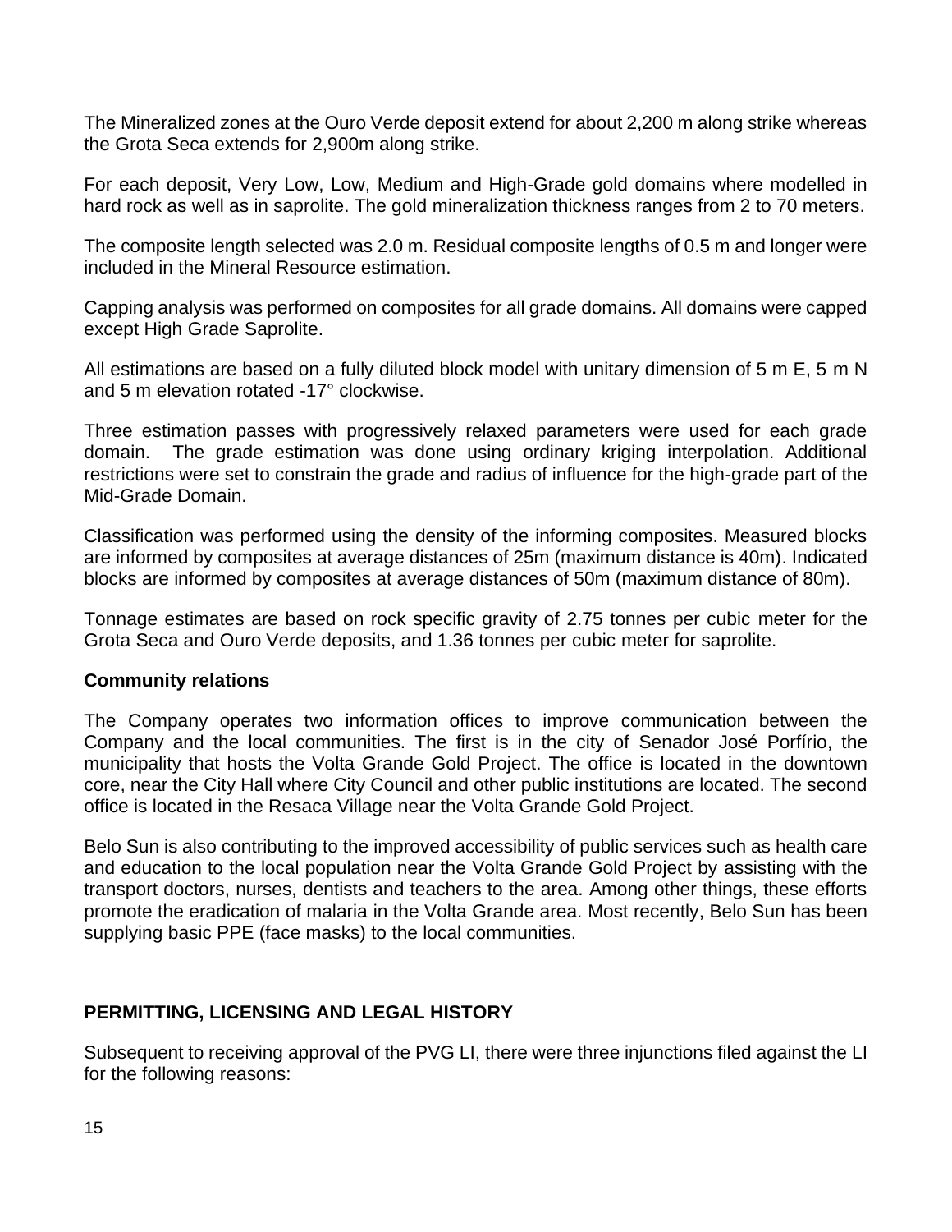The Mineralized zones at the Ouro Verde deposit extend for about 2,200 m along strike whereas the Grota Seca extends for 2,900m along strike.

For each deposit, Very Low, Low, Medium and High-Grade gold domains where modelled in hard rock as well as in saprolite. The gold mineralization thickness ranges from 2 to 70 meters.

The composite length selected was 2.0 m. Residual composite lengths of 0.5 m and longer were included in the Mineral Resource estimation.

Capping analysis was performed on composites for all grade domains. All domains were capped except High Grade Saprolite.

All estimations are based on a fully diluted block model with unitary dimension of 5 m E, 5 m N and 5 m elevation rotated -17° clockwise.

Three estimation passes with progressively relaxed parameters were used for each grade domain. The grade estimation was done using ordinary kriging interpolation. Additional restrictions were set to constrain the grade and radius of influence for the high-grade part of the Mid-Grade Domain.

Classification was performed using the density of the informing composites. Measured blocks are informed by composites at average distances of 25m (maximum distance is 40m). Indicated blocks are informed by composites at average distances of 50m (maximum distance of 80m).

Tonnage estimates are based on rock specific gravity of 2.75 tonnes per cubic meter for the Grota Seca and Ouro Verde deposits, and 1.36 tonnes per cubic meter for saprolite.

**Community relations**

The Company operates two information offices to improve communication between the Company and the local communities. The first is in the city of Senador José Porfírio, the municipality that hosts the Volta Grande Gold Project. The office is located in the downtown core, near the City Hall where City Council and other public institutions are located. The second office is located in the Resaca Village near the Volta Grande Gold Project.

Belo Sun is also contributing to the improved accessibility of public services such as health care and education to the local population near the Volta Grande Gold Project by assisting with the transport doctors, nurses, dentists and teachers to the area. Among other things, these efforts promote the eradication of malaria in the Volta Grande area. Most recently, Belo Sun has been supplying basic PPE (face masks) to the local communities.

## PERMITTING, LICENSING AND LEGAL HISTORY

Subsequent to receiving approval of the PVG LI, there were three injunctions filed against the LI for the following reasons: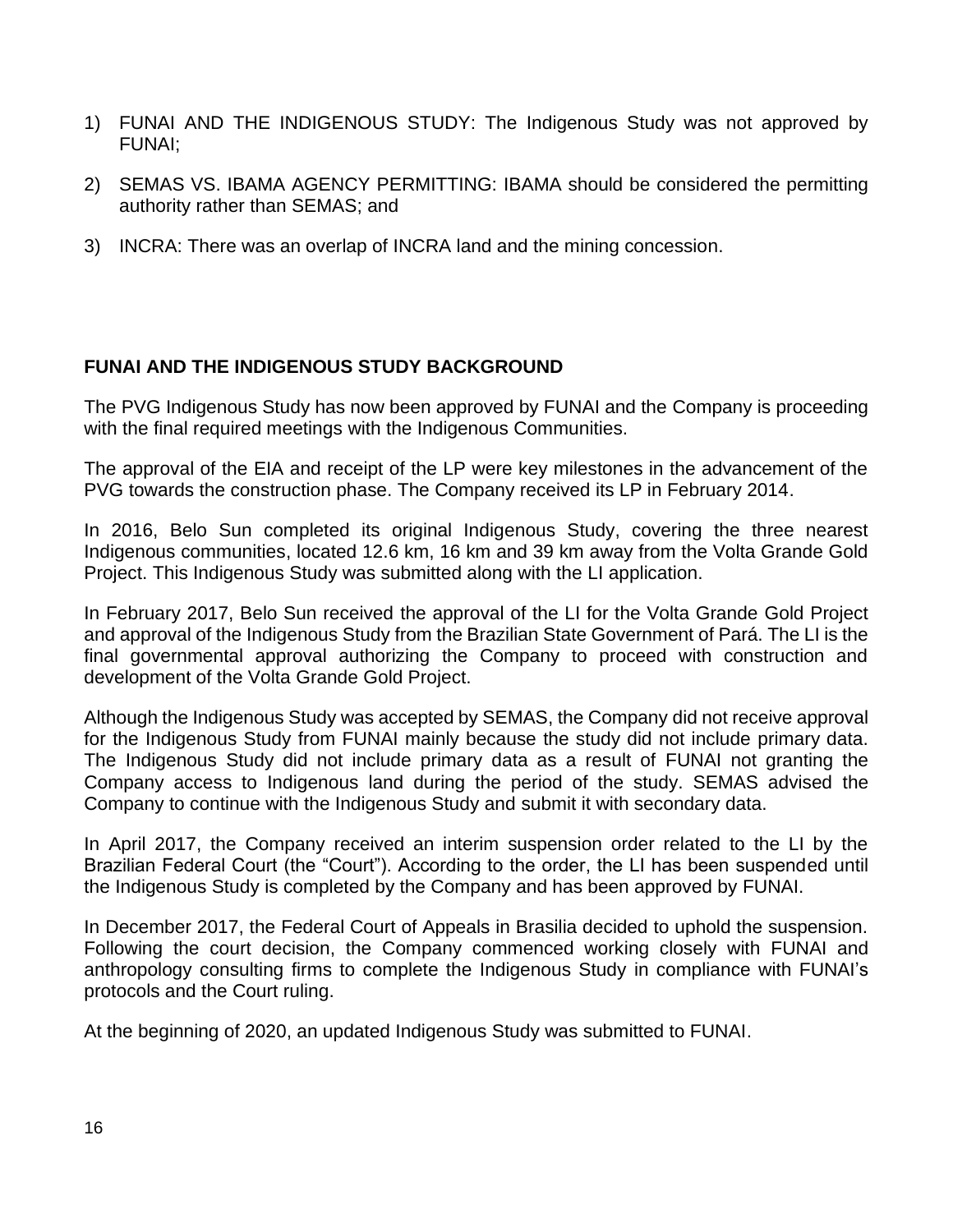1) FUNAI AND THE INDIGENOUS STUDY: The Indigenous Study was not approved by FUNAI;

2) SEMAS VS. IBAMA AGENCY PERMITTING: IBAMA should be considered the permitting authority rather than SEMAS; and

3) INCRA: There was an overlap of INCRA land and the mining concession.

**FUNAI AND THE INDIGENOUS STUDY BACKGROUND**

The PVG Indigenous Study has now been approved by FUNAI and the Company is proceeding with the final required meetings with the Indigenous Communities.

The approval of the EIA and receipt of the LP were key milestones in the advancement of the PVG towards the construction phase. The Company received its LP in February 2014.

In 2016, Belo Sun completed its original Indigenous Study, covering the three nearest Indigenous communities, located 12.6 km, 16 km and 39 km away from the Volta Grande Gold Project. This Indigenous Study was submitted along with the LI application.

In February 2017, Belo Sun received the approval of the LI for the Volta Grande Gold Project and approval of the Indigenous Study from the Brazilian State Government of Pará. The LI is the final governmental approval authorizing the Company to proceed with construction and development of the Volta Grande Gold Project.

Although the Indigenous Study was accepted by SEMAS, the Company did not receive approval for the Indigenous Study from FUNAI mainly because the study did not include primary data. The Indigenous Study did not include primary data as a result of FUNAI not granting the Company access to Indigenous land during the period of the study. SEMAS advised the Company to continue with the Indigenous Study and submit it with secondary data.

In April 2017, the Company received an interim suspension order related to the LI by the Brazilian Federal Court (the "Court"). According to the order, the LI has been suspended until the Indigenous Study is completed by the Company and has been approved by FUNAI.

In December 2017, the Federal Court of Appeals in Brasilia decided to uphold the suspension. Following the court decision, the Company commenced working closely with FUNAI and anthropology consulting firms to complete the Indigenous Study in compliance with FUNAI's protocols and the Court ruling.

At the beginning of 2020, an updated Indigenous Study was submitted to FUNAI.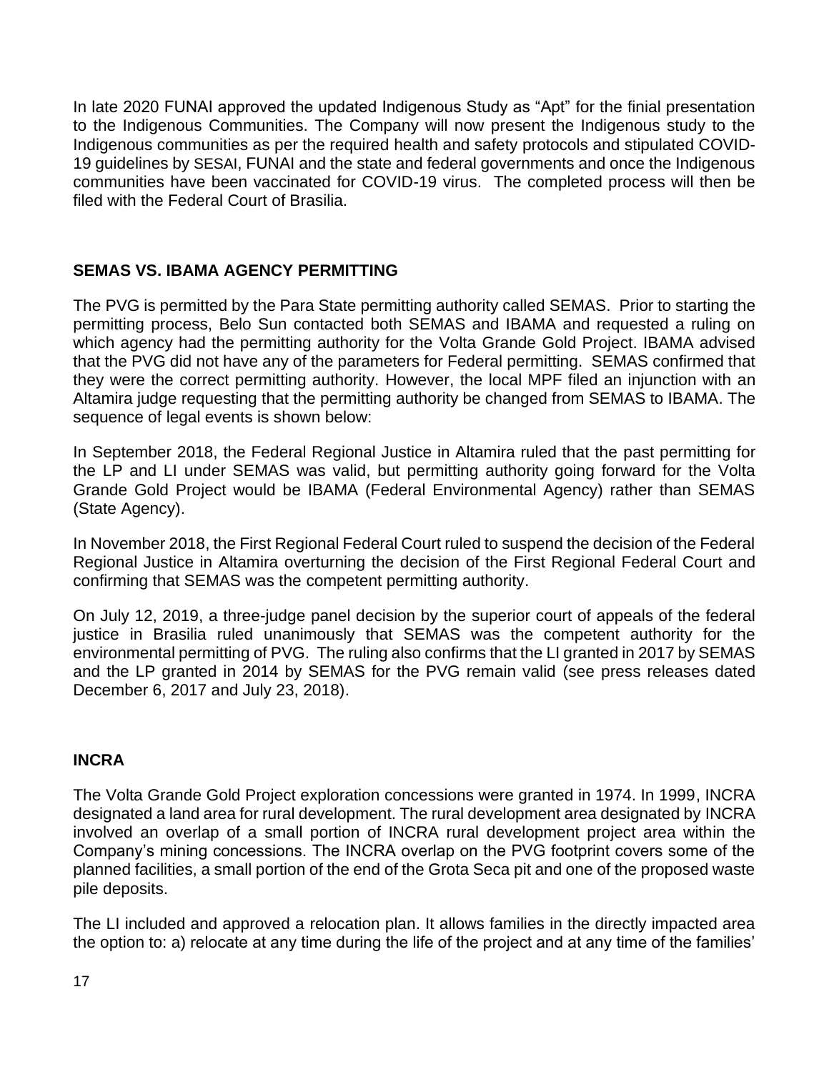In late 2020 FUNAI approved the updated Indigenous Study as "Apt" for the finial presentation to the Indigenous Communities. The Company will now present the Indigenous study to the Indigenous communities as per the required health and safety protocols and stipulated COVID-19 guidelines by SESAI, FUNAI and the state and federal governments and once the Indigenous communities have been vaccinated for COVID-19 virus. The completed process will then be filed with the Federal Court of Brasilia.

## SEMAS VS. IBAMA AGENCY PERMITTING

The PVG is permitted by the Para State permitting authority called SEMAS. Prior to starting the permitting process, Belo Sun contacted both SEMAS and IBAMA and requested a ruling on which agency had the permitting authority for the Volta Grande Gold Project. IBAMA advised that the PVG did not have any of the parameters for Federal permitting. SEMAS confirmed that they were the correct permitting authority. However, the local MPF filed an injunction with an Altamira judge requesting that the permitting authority be changed from SEMAS to IBAMA. The sequence of legal events is shown below:

In September 2018, the Federal Regional Justice in Altamira ruled that the past permitting for the LP and LI under SEMAS was valid, but permitting authority going forward for the Volta Grande Gold Project would be IBAMA (Federal Environmental Agency) rather than SEMAS (State Agency).

In November 2018, the First Regional Federal Court ruled to suspend the decision of the Federal Regional Justice in Altamira overturning the decision of the First Regional Federal Court and confirming that SEMAS was the competent permitting authority.

On July 12, 2019, a three-judge panel decision by the superior court of appeals of the federal justice in Brasilia ruled unanimously that SEMAS was the competent authority for the environmental permitting of PVG. The ruling also confirms that the LI granted in 2017 by SEMAS and the LP granted in 2014 by SEMAS for the PVG remain valid (see press releases dated December 6, 2017 and July 23, 2018).

## INCRA

The Volta Grande Gold Project exploration concessions were granted in 1974. In 1999, INCRA designated a land area for rural development. The rural development area designated by INCRA involved an overlap of a small portion of INCRA rural development project area within the Company's mining concessions. The INCRA overlap on the PVG footprint covers some of the planned facilities, a small portion of the end of the Grota Seca pit and one of the proposed waste pile deposits.

The LI included and approved a relocation plan. It allows families in the directly impacted area the option to: a) relocate at any time during the life of the project and at any time of the families'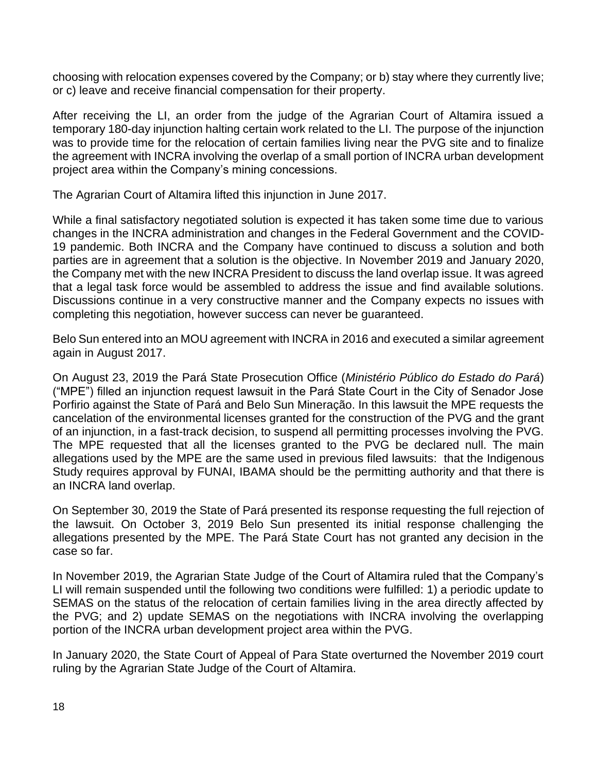choosing with relocation expenses covered by the Company; or b) stay where they currently live; or c) leave and receive financial compensation for their property.

After receiving the LI, an order from the judge of the Agrarian Court of Altamira issued a temporary 180-day injunction halting certain work related to the LI. The purpose of the injunction was to provide time for the relocation of certain families living near the PVG site and to finalize the agreement with INCRA involving the overlap of a small portion of INCRA urban development project area within the Company's mining concessions.

The Agrarian Court of Altamira lifted this injunction in June 2017.

While a final satisfactory negotiated solution is expected it has taken some time due to various changes in the INCRA administration and changes in the Federal Government and the COVID-19 pandemic. Both INCRA and the Company have continued to discuss a solution and both parties are in agreement that a solution is the objective. In November 2019 and January 2020, the Company met with the new INCRA President to discuss the land overlap issue. It was agreed that a legal task force would be assembled to address the issue and find available solutions. Discussions continue in a very constructive manner and the Company expects no issues with completing this negotiation, however success can never be guaranteed.

Belo Sun entered into an MOU agreement with INCRA in 2016 and executed a similar agreement again in August 2017.

On August 23, 2019 the Pará State Prosecution Office (*Ministério Público do Estado do Pará*) ("MPE") filled an injunction request lawsuit in the Pará State Court in the City of Senador Jose Porfirio against the State of Pará and Belo Sun Mineração. In this lawsuit the MPE requests the cancelation of the environmental licenses granted for the construction of the PVG and the grant of an injunction, in a fast-track decision, to suspend all permitting processes involving the PVG. The MPE requested that all the licenses granted to the PVG be declared null. The main allegations used by the MPE are the same used in previous filed lawsuits: that the Indigenous Study requires approval by FUNAI, IBAMA should be the permitting authority and that there is an INCRA land overlap.

On September 30, 2019 the State of Pará presented its response requesting the full rejection of the lawsuit. On October 3, 2019 Belo Sun presented its initial response challenging the allegations presented by the MPE. The Pará State Court has not granted any decision in the case so far.

In November 2019, the Agrarian State Judge of the Court of Altamira ruled that the Company's LI will remain suspended until the following two conditions were fulfilled: 1) a periodic update to SEMAS on the status of the relocation of certain families living in the area directly affected by the PVG; and 2) update SEMAS on the negotiations with INCRA involving the overlapping portion of the INCRA urban development project area within the PVG.

In January 2020, the State Court of Appeal of Para State overturned the November 2019 court ruling by the Agrarian State Judge of the Court of Altamira.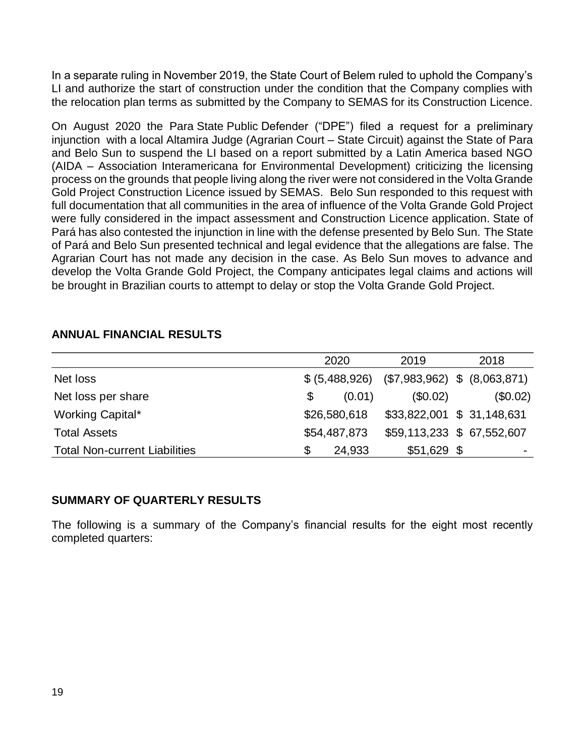In a separate ruling in November 2019, the State Court of Belem ruled to uphold the Company's LI and authorize the start of construction under the condition that the Company complies with the relocation plan terms as submitted by the Company to SEMAS for its Construction Licence.

On August 2020 the Para State Public Defender ("DPE") filed a request for a preliminary injunction with a local Altamira Judge (Agrarian Court – State Circuit) against the State of Para and Belo Sun to suspend the LI based on a report submitted by a Latin America based NGO (AIDA – Association Interamericana for Environmental Development) criticizing the licensing process on the grounds that people living along the river were not considered in the Volta Grande Gold Project Construction Licence issued by SEMAS. Belo Sun responded to this request with full documentation that all communities in the area of influence of the Volta Grande Gold Project were fully considered in the impact assessment and Construction Licence application. State of Pará has also contested the injunction in line with the defense presented by Belo Sun. The State of Pará and Belo Sun presented technical and legal evidence that the allegations are false. The Agrarian Court has not made any decision in the case. As Belo Sun moves to advance and develop the Volta Grande Gold Project, the Company anticipates legal claims and actions will be brought in Brazilian courts to attempt to delay or stop the Volta Grande Gold Project.

## ANNUAL FINANCIAL RESULTS

| | 2020 | 2019 | 2018 |
|---|---|---|---|
| Net loss | $ (5,488,926) | ($7,983,962) | $ (8,063,871) |
| Net loss per share | $ (0.01) | ($0.02) | ($0.02) |
| Working Capital* | $26,580,618 | $33,822,001 | $ 31,148,631 |
| Total Assets | $54,487,873 | $59,113,233 | $ 67,552,607 |
| Total Non-current Liabilities | $ 24,933 | $51,629 | $ - |

## SUMMARY OF QUARTERLY RESULTS

The following is a summary of the Company's financial results for the eight most recently completed quarters: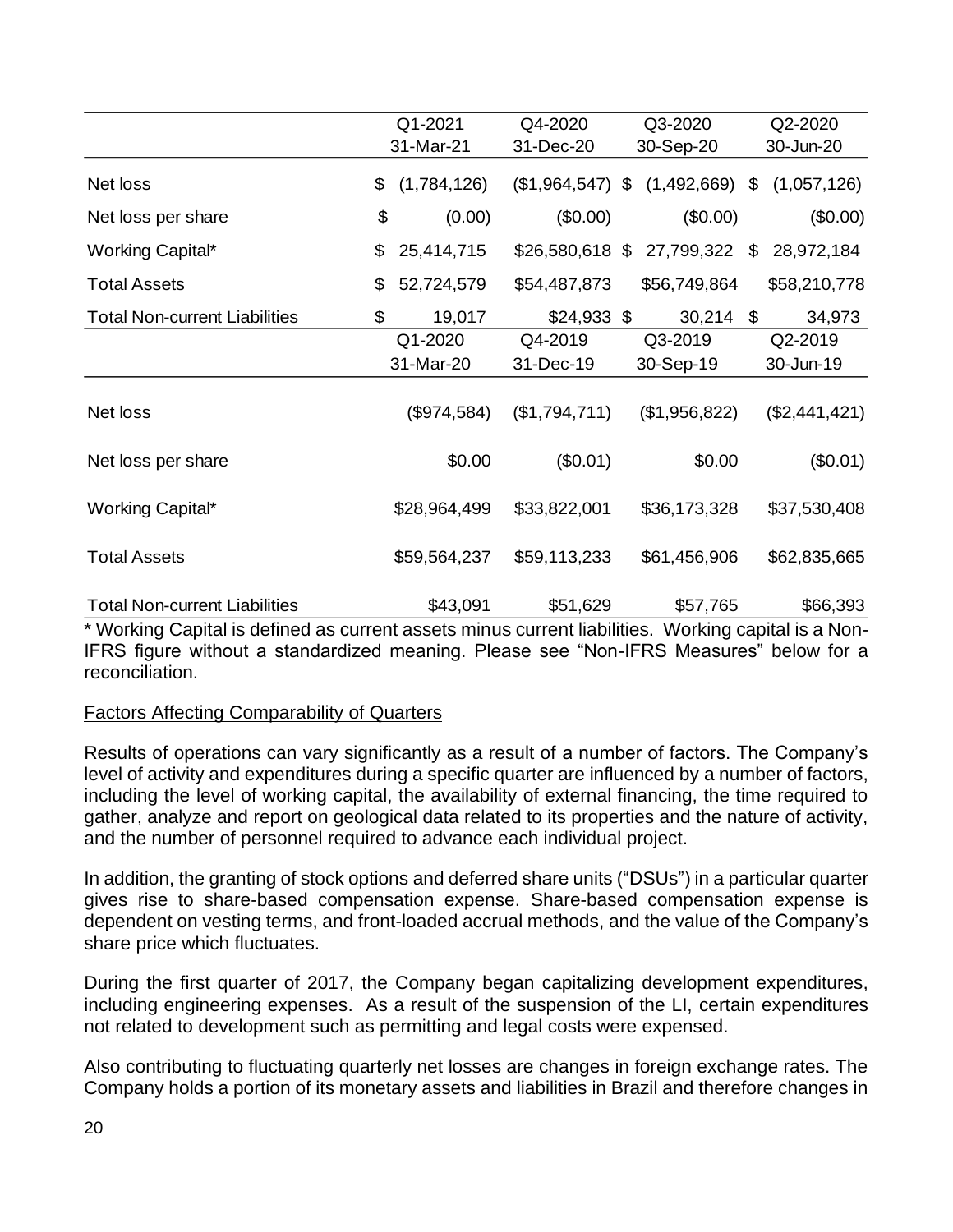| | Q1-2021<br>31-Mar-21 | Q4-2020<br>31-Dec-20 | Q3-2020<br>30-Sep-20 | Q2-2020<br>30-Jun-20 |
|---|---|---|---|---|
| Net loss | $ (1,784,126) | ($1,964,547) | $ (1,492,669) | $ (1,057,126) |
| Net loss per share | $ (0.00) | ($0.00) | ($0.00) | ($0.00) |
| Working Capital* | $ 25,414,715 | $26,580,618 | $ 27,799,322 | $ 28,972,184 |
| Total Assets | $ 52,724,579 | $54,487,873 | $56,749,864 | $58,210,778 |
| Total Non-current Liabilities | $ 19,017 | $24,933 | $ 30,214 | $ 34,973 |
| | **Q1-2020<br>31-Mar-20** | **Q4-2019<br>31-Dec-19** | **Q3-2019<br>30-Sep-19** | **Q2-2019<br>30-Jun-19** |
| Net loss | ($974,584) | ($1,794,711) | ($1,956,822) | ($2,441,421) |
| Net loss per share | $0.00 | ($0.01) | $0.00 | ($0.01) |
| Working Capital* | $28,964,499 | $33,822,001 | $36,173,328 | $37,530,408 |
| Total Assets | $59,564,237 | $59,113,233 | $61,456,906 | $62,835,665 |
| Total Non-current Liabilities | $43,091 | $51,629 | $57,765 | $66,393 |

* Working Capital is defined as current assets minus current liabilities. Working capital is a Non-IFRS figure without a standardized meaning. Please see "Non-IFRS Measures" below for a reconciliation.

## Factors Affecting Comparability of Quarters

Results of operations can vary significantly as a result of a number of factors. The Company's level of activity and expenditures during a specific quarter are influenced by a number of factors, including the level of working capital, the availability of external financing, the time required to gather, analyze and report on geological data related to its properties and the nature of activity, and the number of personnel required to advance each individual project.

In addition, the granting of stock options and deferred share units ("DSUs") in a particular quarter gives rise to share-based compensation expense. Share-based compensation expense is dependent on vesting terms, and front-loaded accrual methods, and the value of the Company's share price which fluctuates.

During the first quarter of 2017, the Company began capitalizing development expenditures, including engineering expenses. As a result of the suspension of the LI, certain expenditures not related to development such as permitting and legal costs were expensed.

Also contributing to fluctuating quarterly net losses are changes in foreign exchange rates. The Company holds a portion of its monetary assets and liabilities in Brazil and therefore changes in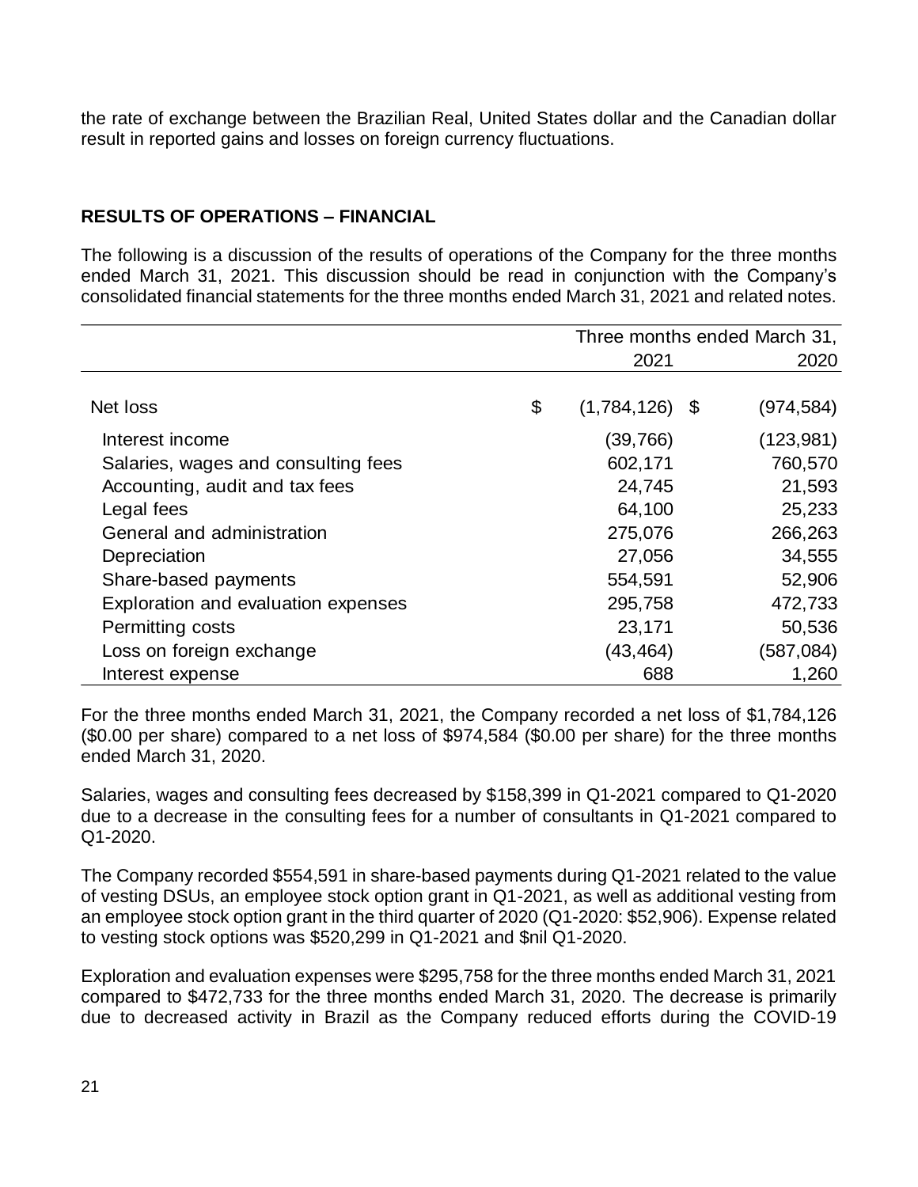the rate of exchange between the Brazilian Real, United States dollar and the Canadian dollar result in reported gains and losses on foreign currency fluctuations.

## RESULTS OF OPERATIONS – FINANCIAL

The following is a discussion of the results of operations of the Company for the three months ended March 31, 2021. This discussion should be read in conjunction with the Company's consolidated financial statements for the three months ended March 31, 2021 and related notes.

| | Three months ended March 31, | |
|---|---|---|
| | 2021 | 2020 |
| Net loss | $ (1,784,126) | $ (974,584) |
| Interest income | (39,766) | (123,981) |
| Salaries, wages and consulting fees | 602,171 | 760,570 |
| Accounting, audit and tax fees | 24,745 | 21,593 |
| Legal fees | 64,100 | 25,233 |
| General and administration | 275,076 | 266,263 |
| Depreciation | 27,056 | 34,555 |
| Share-based payments | 554,591 | 52,906 |
| Exploration and evaluation expenses | 295,758 | 472,733 |
| Permitting costs | 23,171 | 50,536 |
| Loss on foreign exchange | (43,464) | (587,084) |
| Interest expense | 688 | 1,260 |

For the three months ended March 31, 2021, the Company recorded a net loss of $1,784,126 ($0.00 per share) compared to a net loss of $974,584 ($0.00 per share) for the three months ended March 31, 2020.

Salaries, wages and consulting fees decreased by $158,399 in Q1-2021 compared to Q1-2020 due to a decrease in the consulting fees for a number of consultants in Q1-2021 compared to Q1-2020.

The Company recorded $554,591 in share-based payments during Q1-2021 related to the value of vesting DSUs, an employee stock option grant in Q1-2021, as well as additional vesting from an employee stock option grant in the third quarter of 2020 (Q1-2020: $52,906). Expense related to vesting stock options was $520,299 in Q1-2021 and $nil Q1-2020.

Exploration and evaluation expenses were $295,758 for the three months ended March 31, 2021 compared to $472,733 for the three months ended March 31, 2020. The decrease is primarily due to decreased activity in Brazil as the Company reduced efforts during the COVID-19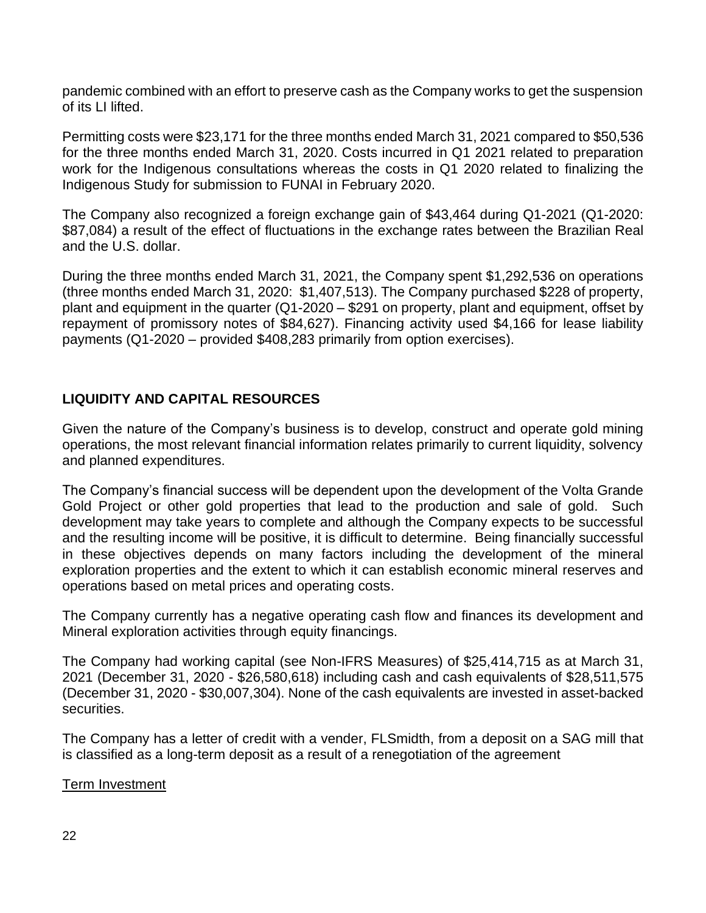pandemic combined with an effort to preserve cash as the Company works to get the suspension of its LI lifted.

Permitting costs were $23,171 for the three months ended March 31, 2021 compared to $50,536 for the three months ended March 31, 2020. Costs incurred in Q1 2021 related to preparation work for the Indigenous consultations whereas the costs in Q1 2020 related to finalizing the Indigenous Study for submission to FUNAI in February 2020.

The Company also recognized a foreign exchange gain of $43,464 during Q1-2021 (Q1-2020: $87,084) a result of the effect of fluctuations in the exchange rates between the Brazilian Real and the U.S. dollar.

During the three months ended March 31, 2021, the Company spent $1,292,536 on operations (three months ended March 31, 2020: $1,407,513). The Company purchased $228 of property, plant and equipment in the quarter (Q1-2020 – $291 on property, plant and equipment, offset by repayment of promissory notes of $84,627). Financing activity used $4,166 for lease liability payments (Q1-2020 – provided $408,283 primarily from option exercises).

## LIQUIDITY AND CAPITAL RESOURCES

Given the nature of the Company's business is to develop, construct and operate gold mining operations, the most relevant financial information relates primarily to current liquidity, solvency and planned expenditures.

The Company's financial success will be dependent upon the development of the Volta Grande Gold Project or other gold properties that lead to the production and sale of gold. Such development may take years to complete and although the Company expects to be successful and the resulting income will be positive, it is difficult to determine. Being financially successful in these objectives depends on many factors including the development of the mineral exploration properties and the extent to which it can establish economic mineral reserves and operations based on metal prices and operating costs.

The Company currently has a negative operating cash flow and finances its development and Mineral exploration activities through equity financings.

The Company had working capital (see Non-IFRS Measures) of $25,414,715 as at March 31, 2021 (December 31, 2020 - $26,580,618) including cash and cash equivalents of $28,511,575 (December 31, 2020 - $30,007,304). None of the cash equivalents are invested in asset-backed securities.

The Company has a letter of credit with a vender, FLSmidth, from a deposit on a SAG mill that is classified as a long-term deposit as a result of a renegotiation of the agreement

<u>Term Investment</u>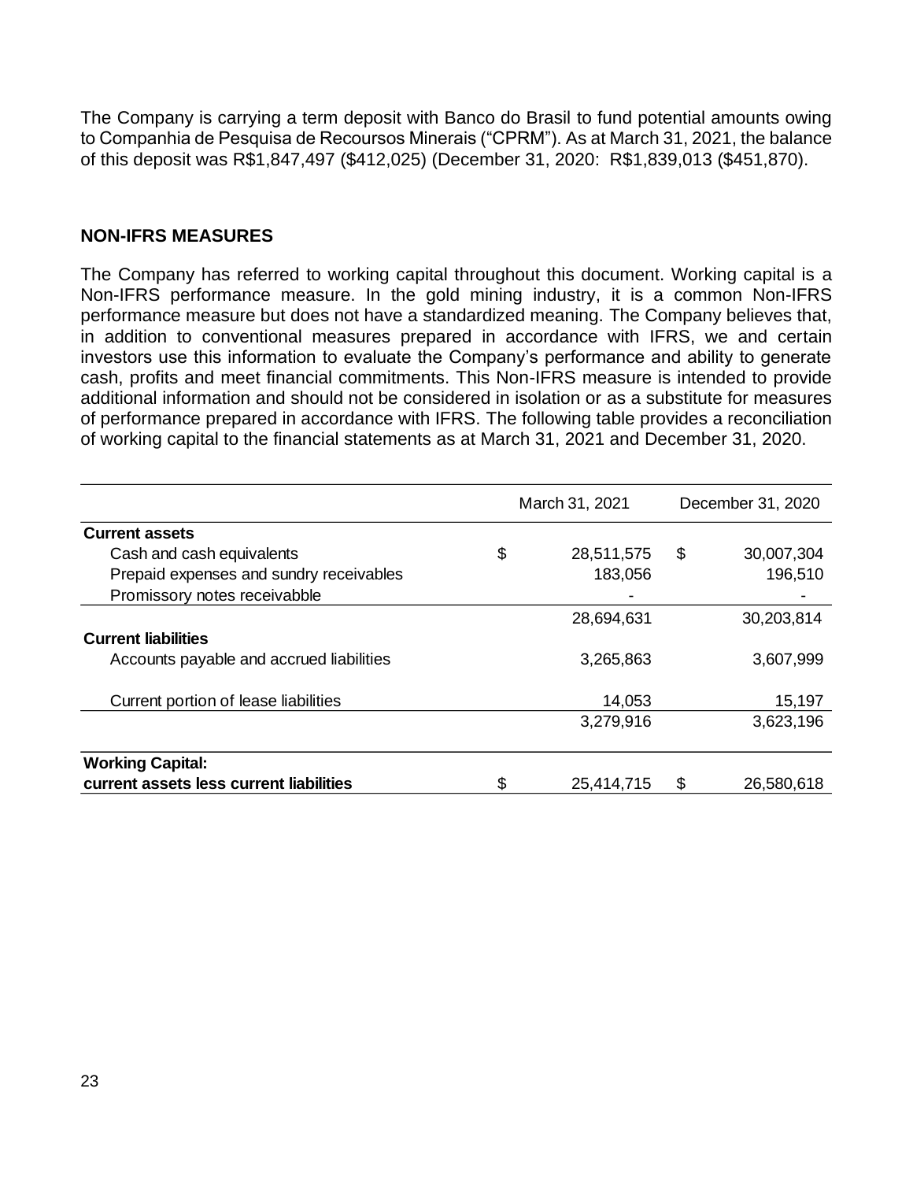The Company is carrying a term deposit with Banco do Brasil to fund potential amounts owing to Companhia de Pesquisa de Recoursos Minerais ("CPRM"). As at March 31, 2021, the balance of this deposit was R$1,847,497 ($412,025) (December 31, 2020: R$1,839,013 ($451,870).

## NON-IFRS MEASURES

The Company has referred to working capital throughout this document. Working capital is a Non-IFRS performance measure. In the gold mining industry, it is a common Non-IFRS performance measure but does not have a standardized meaning. The Company believes that, in addition to conventional measures prepared in accordance with IFRS, we and certain investors use this information to evaluate the Company's performance and ability to generate cash, profits and meet financial commitments. This Non-IFRS measure is intended to provide additional information and should not be considered in isolation or as a substitute for measures of performance prepared in accordance with IFRS. The following table provides a reconciliation of working capital to the financial statements as at March 31, 2021 and December 31, 2020.

| | March 31, 2021 | December 31, 2020 |
|---|---|---|
| **Current assets** | | |
| Cash and cash equivalents | $ 28,511,575 | $ 30,007,304 |
| Prepaid expenses and sundry receivables | 183,056 | 196,510 |
| Promissory notes receivabble | - | - |
| | 28,694,631 | 30,203,814 |
| **Current liabilities** | | |
| Accounts payable and accrued liabilities | 3,265,863 | 3,607,999 |
| Current portion of lease liabilities | 14,053 | 15,197 |
| | 3,279,916 | 3,623,196 |
| **Working Capital:** | | |
| **current assets less current liabilities** | $ 25,414,715 | $ 26,580,618 |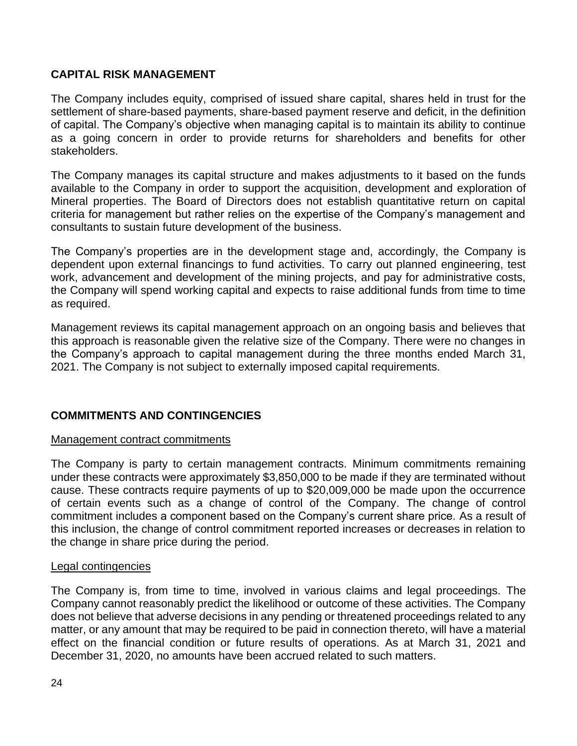## CAPITAL RISK MANAGEMENT

The Company includes equity, comprised of issued share capital, shares held in trust for the settlement of share-based payments, share-based payment reserve and deficit, in the definition of capital. The Company's objective when managing capital is to maintain its ability to continue as a going concern in order to provide returns for shareholders and benefits for other stakeholders.

The Company manages its capital structure and makes adjustments to it based on the funds available to the Company in order to support the acquisition, development and exploration of Mineral properties. The Board of Directors does not establish quantitative return on capital criteria for management but rather relies on the expertise of the Company's management and consultants to sustain future development of the business.

The Company's properties are in the development stage and, accordingly, the Company is dependent upon external financings to fund activities. To carry out planned engineering, test work, advancement and development of the mining projects, and pay for administrative costs, the Company will spend working capital and expects to raise additional funds from time to time as required.

Management reviews its capital management approach on an ongoing basis and believes that this approach is reasonable given the relative size of the Company. There were no changes in the Company's approach to capital management during the three months ended March 31, 2021. The Company is not subject to externally imposed capital requirements.

## COMMITMENTS AND CONTINGENCIES

### Management contract commitments

The Company is party to certain management contracts. Minimum commitments remaining under these contracts were approximately $3,850,000 to be made if they are terminated without cause. These contracts require payments of up to $20,009,000 be made upon the occurrence of certain events such as a change of control of the Company. The change of control commitment includes a component based on the Company's current share price. As a result of this inclusion, the change of control commitment reported increases or decreases in relation to the change in share price during the period.

### Legal contingencies

The Company is, from time to time, involved in various claims and legal proceedings. The Company cannot reasonably predict the likelihood or outcome of these activities. The Company does not believe that adverse decisions in any pending or threatened proceedings related to any matter, or any amount that may be required to be paid in connection thereto, will have a material effect on the financial condition or future results of operations. As at March 31, 2021 and December 31, 2020, no amounts have been accrued related to such matters.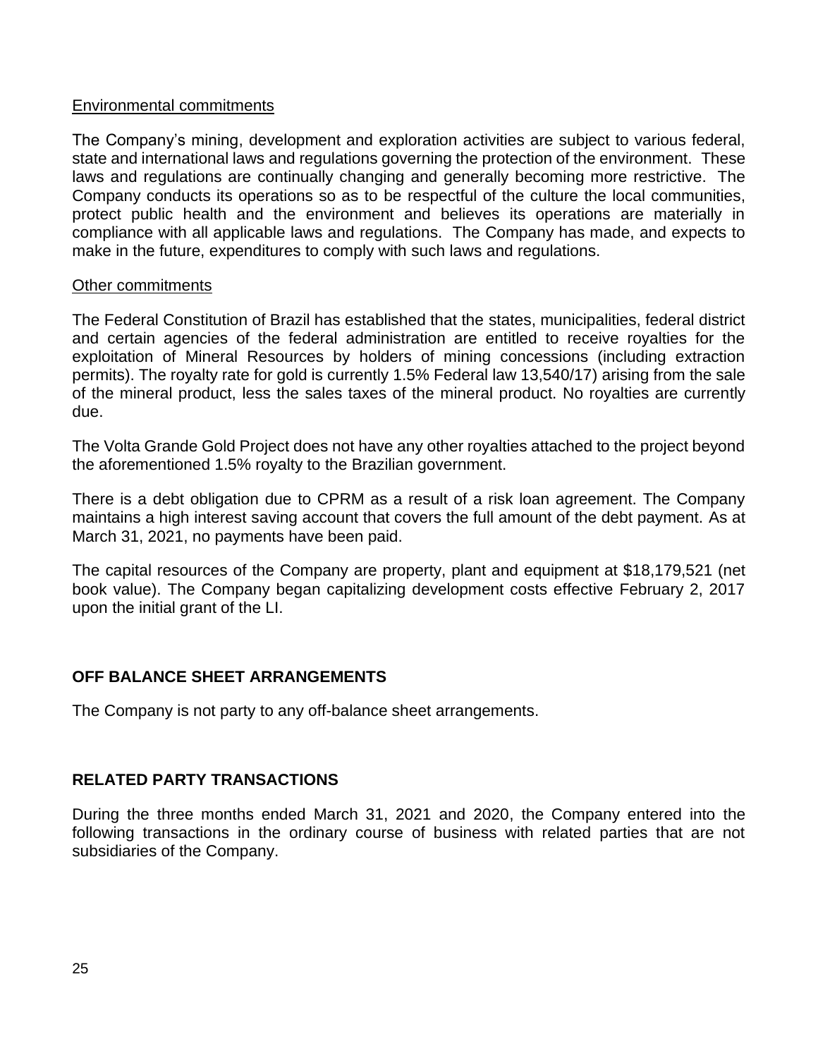Environmental commitments

The Company's mining, development and exploration activities are subject to various federal, state and international laws and regulations governing the protection of the environment. These laws and regulations are continually changing and generally becoming more restrictive. The Company conducts its operations so as to be respectful of the culture the local communities, protect public health and the environment and believes its operations are materially in compliance with all applicable laws and regulations. The Company has made, and expects to make in the future, expenditures to comply with such laws and regulations.

Other commitments

The Federal Constitution of Brazil has established that the states, municipalities, federal district and certain agencies of the federal administration are entitled to receive royalties for the exploitation of Mineral Resources by holders of mining concessions (including extraction permits). The royalty rate for gold is currently 1.5% Federal law 13,540/17) arising from the sale of the mineral product, less the sales taxes of the mineral product. No royalties are currently due.

The Volta Grande Gold Project does not have any other royalties attached to the project beyond the aforementioned 1.5% royalty to the Brazilian government.

There is a debt obligation due to CPRM as a result of a risk loan agreement. The Company maintains a high interest saving account that covers the full amount of the debt payment. As at March 31, 2021, no payments have been paid.

The capital resources of the Company are property, plant and equipment at $18,179,521 (net book value). The Company began capitalizing development costs effective February 2, 2017 upon the initial grant of the LI.

## OFF BALANCE SHEET ARRANGEMENTS

The Company is not party to any off-balance sheet arrangements.

## RELATED PARTY TRANSACTIONS

During the three months ended March 31, 2021 and 2020, the Company entered into the following transactions in the ordinary course of business with related parties that are not subsidiaries of the Company.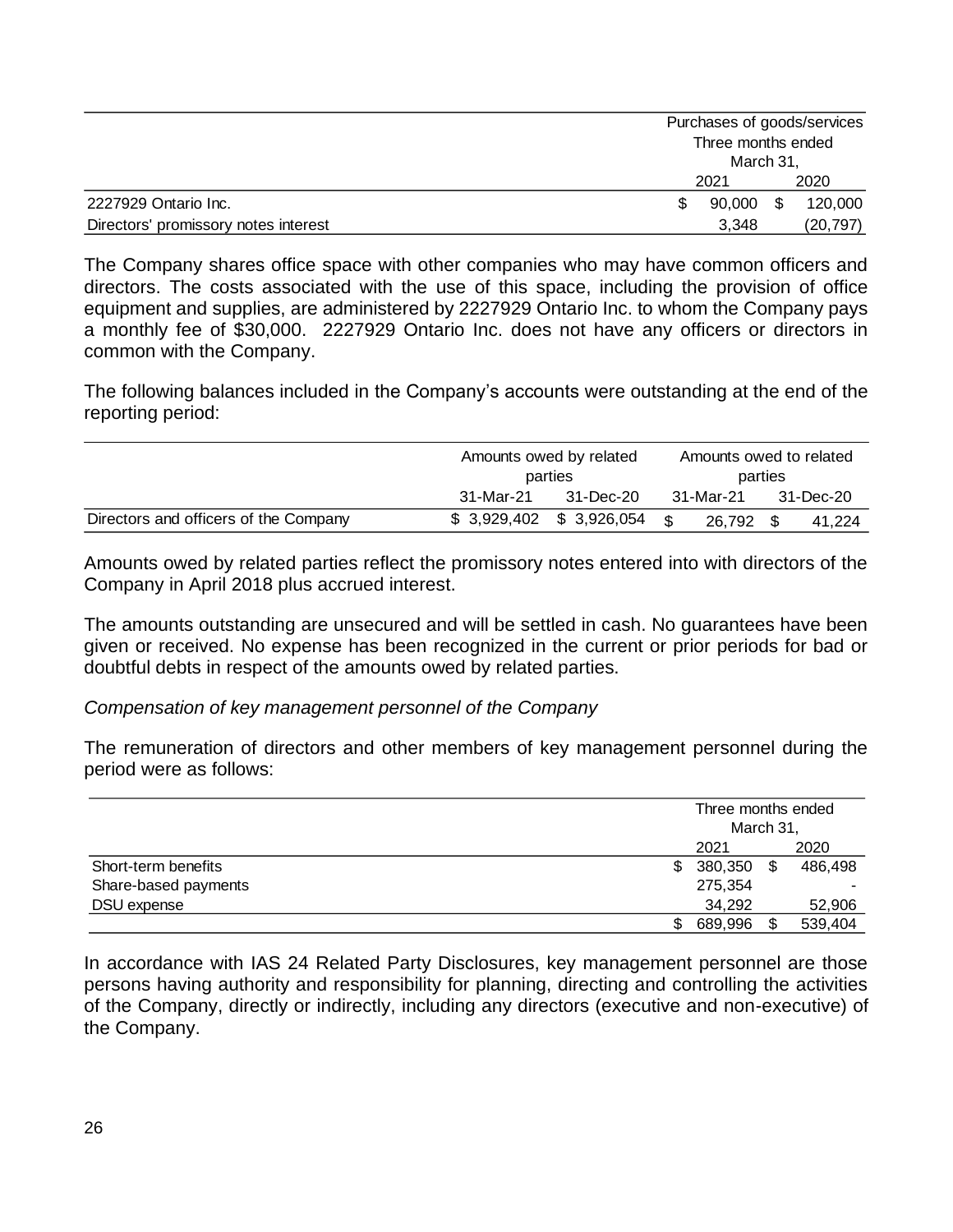| | Purchases of goods/services Three months ended March 31, | |
|---|---|---|
| | 2021 | 2020 |
| 2227929 Ontario Inc. | $ 90,000 | $ 120,000 |
| Directors' promissory notes interest | 3,348 | (20,797) |

The Company shares office space with other companies who may have common officers and directors. The costs associated with the use of this space, including the provision of office equipment and supplies, are administered by 2227929 Ontario Inc. to whom the Company pays a monthly fee of $30,000. 2227929 Ontario Inc. does not have any officers or directors in common with the Company.

The following balances included in the Company's accounts were outstanding at the end of the reporting period:

| | Amounts owed by related parties | | Amounts owed to related parties | |
|---|---|---|---|---|
| | 31-Mar-21 | 31-Dec-20 | 31-Mar-21 | 31-Dec-20 |
| Directors and officers of the Company | $ 3,929,402 | $ 3,926,054 | $ 26,792 | $ 41,224 |

Amounts owed by related parties reflect the promissory notes entered into with directors of the Company in April 2018 plus accrued interest.

The amounts outstanding are unsecured and will be settled in cash. No guarantees have been given or received. No expense has been recognized in the current or prior periods for bad or doubtful debts in respect of the amounts owed by related parties.

*Compensation of key management personnel of the Company*

The remuneration of directors and other members of key management personnel during the period were as follows:

| | Three months ended March 31, | |
|---|---|---|
| | 2021 | 2020 |
| Short-term benefits | $ 380,350 | $ 486,498 |
| Share-based payments | 275,354 | - |
| DSU expense | 34,292 | 52,906 |
| | $ 689,996 | $ 539,404 |

In accordance with IAS 24 Related Party Disclosures, key management personnel are those persons having authority and responsibility for planning, directing and controlling the activities of the Company, directly or indirectly, including any directors (executive and non-executive) of the Company.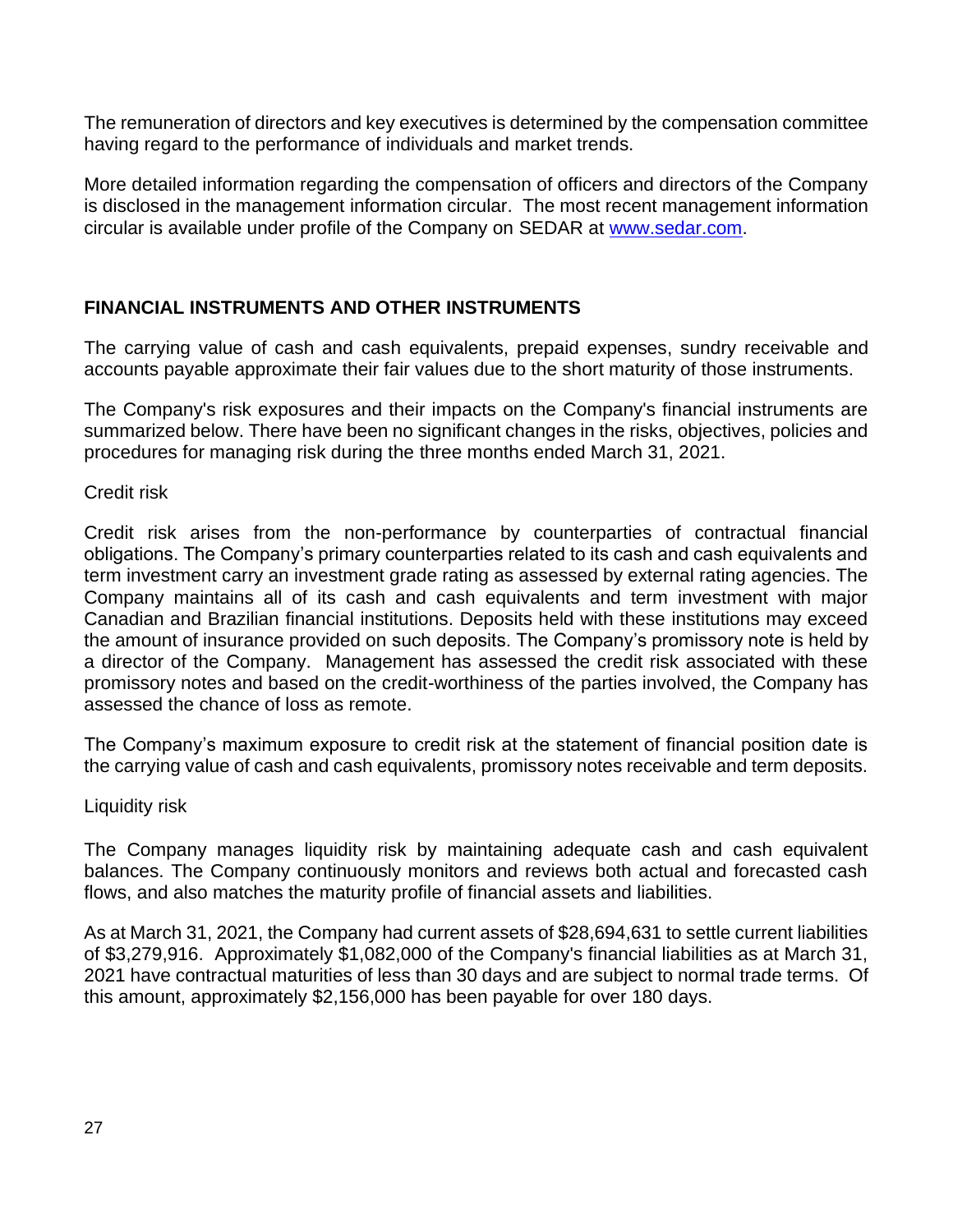The remuneration of directors and key executives is determined by the compensation committee having regard to the performance of individuals and market trends.

More detailed information regarding the compensation of officers and directors of the Company is disclosed in the management information circular. The most recent management information circular is available under profile of the Company on SEDAR at [www.sedar.com](www.sedar.com).

## FINANCIAL INSTRUMENTS AND OTHER INSTRUMENTS

The carrying value of cash and cash equivalents, prepaid expenses, sundry receivable and accounts payable approximate their fair values due to the short maturity of those instruments.

The Company's risk exposures and their impacts on the Company's financial instruments are summarized below. There have been no significant changes in the risks, objectives, policies and procedures for managing risk during the three months ended March 31, 2021.

Credit risk

Credit risk arises from the non-performance by counterparties of contractual financial obligations. The Company's primary counterparties related to its cash and cash equivalents and term investment carry an investment grade rating as assessed by external rating agencies. The Company maintains all of its cash and cash equivalents and term investment with major Canadian and Brazilian financial institutions. Deposits held with these institutions may exceed the amount of insurance provided on such deposits. The Company's promissory note is held by a director of the Company. Management has assessed the credit risk associated with these promissory notes and based on the credit-worthiness of the parties involved, the Company has assessed the chance of loss as remote.

The Company's maximum exposure to credit risk at the statement of financial position date is the carrying value of cash and cash equivalents, promissory notes receivable and term deposits.

Liquidity risk

The Company manages liquidity risk by maintaining adequate cash and cash equivalent balances. The Company continuously monitors and reviews both actual and forecasted cash flows, and also matches the maturity profile of financial assets and liabilities.

As at March 31, 2021, the Company had current assets of $28,694,631 to settle current liabilities of $3,279,916. Approximately $1,082,000 of the Company's financial liabilities as at March 31, 2021 have contractual maturities of less than 30 days and are subject to normal trade terms. Of this amount, approximately $2,156,000 has been payable for over 180 days.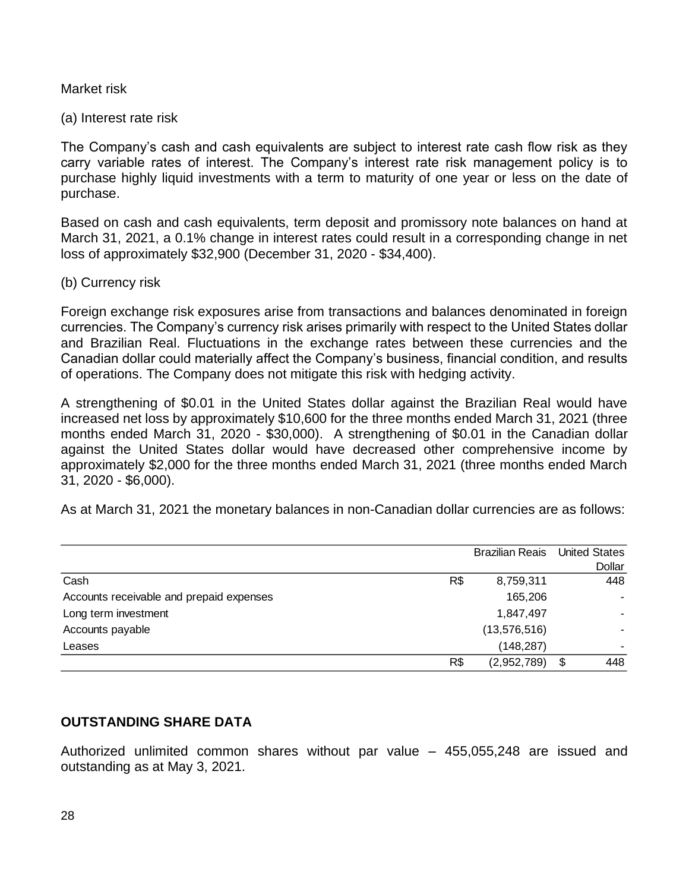Market risk

(a) Interest rate risk

The Company's cash and cash equivalents are subject to interest rate cash flow risk as they carry variable rates of interest. The Company's interest rate risk management policy is to purchase highly liquid investments with a term to maturity of one year or less on the date of purchase.

Based on cash and cash equivalents, term deposit and promissory note balances on hand at March 31, 2021, a 0.1% change in interest rates could result in a corresponding change in net loss of approximately $32,900 (December 31, 2020 - $34,400).

(b) Currency risk

Foreign exchange risk exposures arise from transactions and balances denominated in foreign currencies. The Company's currency risk arises primarily with respect to the United States dollar and Brazilian Real. Fluctuations in the exchange rates between these currencies and the Canadian dollar could materially affect the Company's business, financial condition, and results of operations. The Company does not mitigate this risk with hedging activity.

A strengthening of $0.01 in the United States dollar against the Brazilian Real would have increased net loss by approximately $10,600 for the three months ended March 31, 2021 (three months ended March 31, 2020 - $30,000). A strengthening of $0.01 in the Canadian dollar against the United States dollar would have decreased other comprehensive income by approximately $2,000 for the three months ended March 31, 2021 (three months ended March 31, 2020 - $6,000).

As at March 31, 2021 the monetary balances in non-Canadian dollar currencies are as follows:

| | Brazilian Reais | United States Dollar |
|---|---|---|
| Cash | R$ 8,759,311 | 448 |
| Accounts receivable and prepaid expenses | 165,206 | - |
| Long term investment | 1,847,497 | - |
| Accounts payable | (13,576,516) | - |
| Leases | (148,287) | - |
| | R$ (2,952,789) | $ 448 |

## OUTSTANDING SHARE DATA

Authorized unlimited common shares without par value – 455,055,248 are issued and outstanding as at May 3, 2021.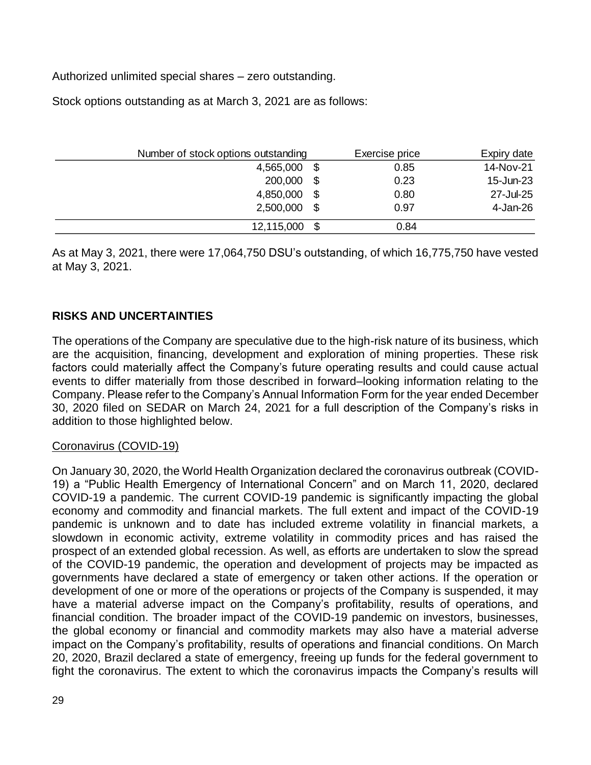Authorized unlimited special shares – zero outstanding.

Stock options outstanding as at March 3, 2021 are as follows:

| Number of stock options outstanding | | Exercise price | Expiry date |
|---|---|---|---|
| 4,565,000 | $ | 0.85 | 14-Nov-21 |
| 200,000 | $ | 0.23 | 15-Jun-23 |
| 4,850,000 | $ | 0.80 | 27-Jul-25 |
| 2,500,000 | $ | 0.97 | 4-Jan-26 |
| 12,115,000 | $ | 0.84 | |

As at May 3, 2021, there were 17,064,750 DSU's outstanding, of which 16,775,750 have vested at May 3, 2021.

## RISKS AND UNCERTAINTIES

The operations of the Company are speculative due to the high-risk nature of its business, which are the acquisition, financing, development and exploration of mining properties. These risk factors could materially affect the Company's future operating results and could cause actual events to differ materially from those described in forward–looking information relating to the Company. Please refer to the Company's Annual Information Form for the year ended December 30, 2020 filed on SEDAR on March 24, 2021 for a full description of the Company's risks in addition to those highlighted below.

Coronavirus (COVID-19)

On January 30, 2020, the World Health Organization declared the coronavirus outbreak (COVID-19) a "Public Health Emergency of International Concern" and on March 11, 2020, declared COVID-19 a pandemic. The current COVID-19 pandemic is significantly impacting the global economy and commodity and financial markets. The full extent and impact of the COVID-19 pandemic is unknown and to date has included extreme volatility in financial markets, a slowdown in economic activity, extreme volatility in commodity prices and has raised the prospect of an extended global recession. As well, as efforts are undertaken to slow the spread of the COVID-19 pandemic, the operation and development of projects may be impacted as governments have declared a state of emergency or taken other actions. If the operation or development of one or more of the operations or projects of the Company is suspended, it may have a material adverse impact on the Company's profitability, results of operations, and financial condition. The broader impact of the COVID-19 pandemic on investors, businesses, the global economy or financial and commodity markets may also have a material adverse impact on the Company's profitability, results of operations and financial conditions. On March 20, 2020, Brazil declared a state of emergency, freeing up funds for the federal government to fight the coronavirus. The extent to which the coronavirus impacts the Company's results will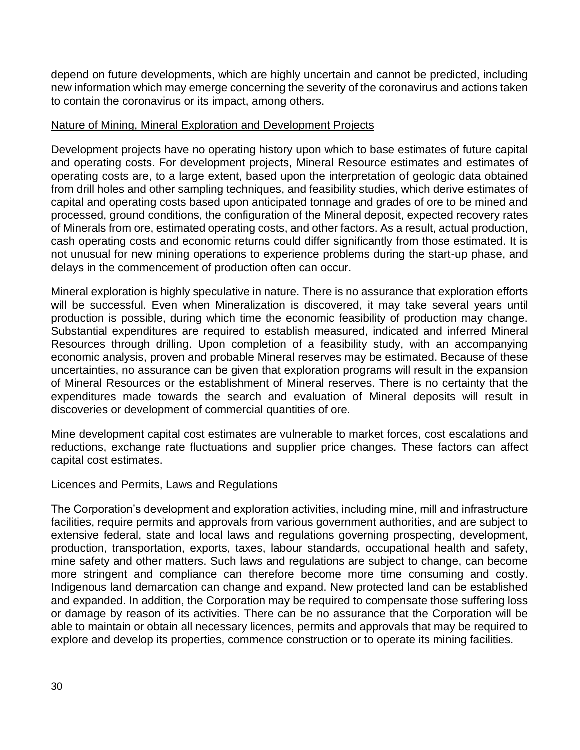depend on future developments, which are highly uncertain and cannot be predicted, including new information which may emerge concerning the severity of the coronavirus and actions taken to contain the coronavirus or its impact, among others.

<u>Nature of Mining, Mineral Exploration and Development Projects</u>

Development projects have no operating history upon which to base estimates of future capital and operating costs. For development projects, Mineral Resource estimates and estimates of operating costs are, to a large extent, based upon the interpretation of geologic data obtained from drill holes and other sampling techniques, and feasibility studies, which derive estimates of capital and operating costs based upon anticipated tonnage and grades of ore to be mined and processed, ground conditions, the configuration of the Mineral deposit, expected recovery rates of Minerals from ore, estimated operating costs, and other factors. As a result, actual production, cash operating costs and economic returns could differ significantly from those estimated. It is not unusual for new mining operations to experience problems during the start-up phase, and delays in the commencement of production often can occur.

Mineral exploration is highly speculative in nature. There is no assurance that exploration efforts will be successful. Even when Mineralization is discovered, it may take several years until production is possible, during which time the economic feasibility of production may change. Substantial expenditures are required to establish measured, indicated and inferred Mineral Resources through drilling. Upon completion of a feasibility study, with an accompanying economic analysis, proven and probable Mineral reserves may be estimated. Because of these uncertainties, no assurance can be given that exploration programs will result in the expansion of Mineral Resources or the establishment of Mineral reserves. There is no certainty that the expenditures made towards the search and evaluation of Mineral deposits will result in discoveries or development of commercial quantities of ore.

Mine development capital cost estimates are vulnerable to market forces, cost escalations and reductions, exchange rate fluctuations and supplier price changes. These factors can affect capital cost estimates.

<u>Licences and Permits, Laws and Regulations</u>

The Corporation's development and exploration activities, including mine, mill and infrastructure facilities, require permits and approvals from various government authorities, and are subject to extensive federal, state and local laws and regulations governing prospecting, development, production, transportation, exports, taxes, labour standards, occupational health and safety, mine safety and other matters. Such laws and regulations are subject to change, can become more stringent and compliance can therefore become more time consuming and costly. Indigenous land demarcation can change and expand. New protected land can be established and expanded. In addition, the Corporation may be required to compensate those suffering loss or damage by reason of its activities. There can be no assurance that the Corporation will be able to maintain or obtain all necessary licences, permits and approvals that may be required to explore and develop its properties, commence construction or to operate its mining facilities.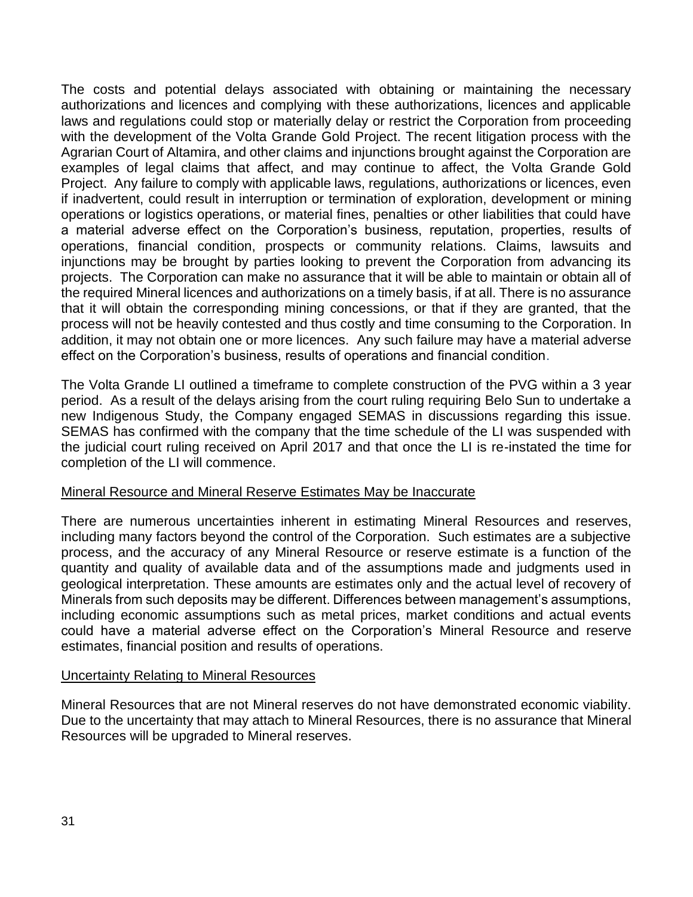The costs and potential delays associated with obtaining or maintaining the necessary authorizations and licences and complying with these authorizations, licences and applicable laws and regulations could stop or materially delay or restrict the Corporation from proceeding with the development of the Volta Grande Gold Project. The recent litigation process with the Agrarian Court of Altamira, and other claims and injunctions brought against the Corporation are examples of legal claims that affect, and may continue to affect, the Volta Grande Gold Project. Any failure to comply with applicable laws, regulations, authorizations or licences, even if inadvertent, could result in interruption or termination of exploration, development or mining operations or logistics operations, or material fines, penalties or other liabilities that could have a material adverse effect on the Corporation's business, reputation, properties, results of operations, financial condition, prospects or community relations. Claims, lawsuits and injunctions may be brought by parties looking to prevent the Corporation from advancing its projects. The Corporation can make no assurance that it will be able to maintain or obtain all of the required Mineral licences and authorizations on a timely basis, if at all. There is no assurance that it will obtain the corresponding mining concessions, or that if they are granted, that the process will not be heavily contested and thus costly and time consuming to the Corporation. In addition, it may not obtain one or more licences. Any such failure may have a material adverse effect on the Corporation's business, results of operations and financial condition.

The Volta Grande LI outlined a timeframe to complete construction of the PVG within a 3 year period. As a result of the delays arising from the court ruling requiring Belo Sun to undertake a new Indigenous Study, the Company engaged SEMAS in discussions regarding this issue. SEMAS has confirmed with the company that the time schedule of the LI was suspended with the judicial court ruling received on April 2017 and that once the LI is re-instated the time for completion of the LI will commence.

<u>Mineral Resource and Mineral Reserve Estimates May be Inaccurate</u>

There are numerous uncertainties inherent in estimating Mineral Resources and reserves, including many factors beyond the control of the Corporation. Such estimates are a subjective process, and the accuracy of any Mineral Resource or reserve estimate is a function of the quantity and quality of available data and of the assumptions made and judgments used in geological interpretation. These amounts are estimates only and the actual level of recovery of Minerals from such deposits may be different. Differences between management's assumptions, including economic assumptions such as metal prices, market conditions and actual events could have a material adverse effect on the Corporation's Mineral Resource and reserve estimates, financial position and results of operations.

<u>Uncertainty Relating to Mineral Resources</u>

Mineral Resources that are not Mineral reserves do not have demonstrated economic viability. Due to the uncertainty that may attach to Mineral Resources, there is no assurance that Mineral Resources will be upgraded to Mineral reserves.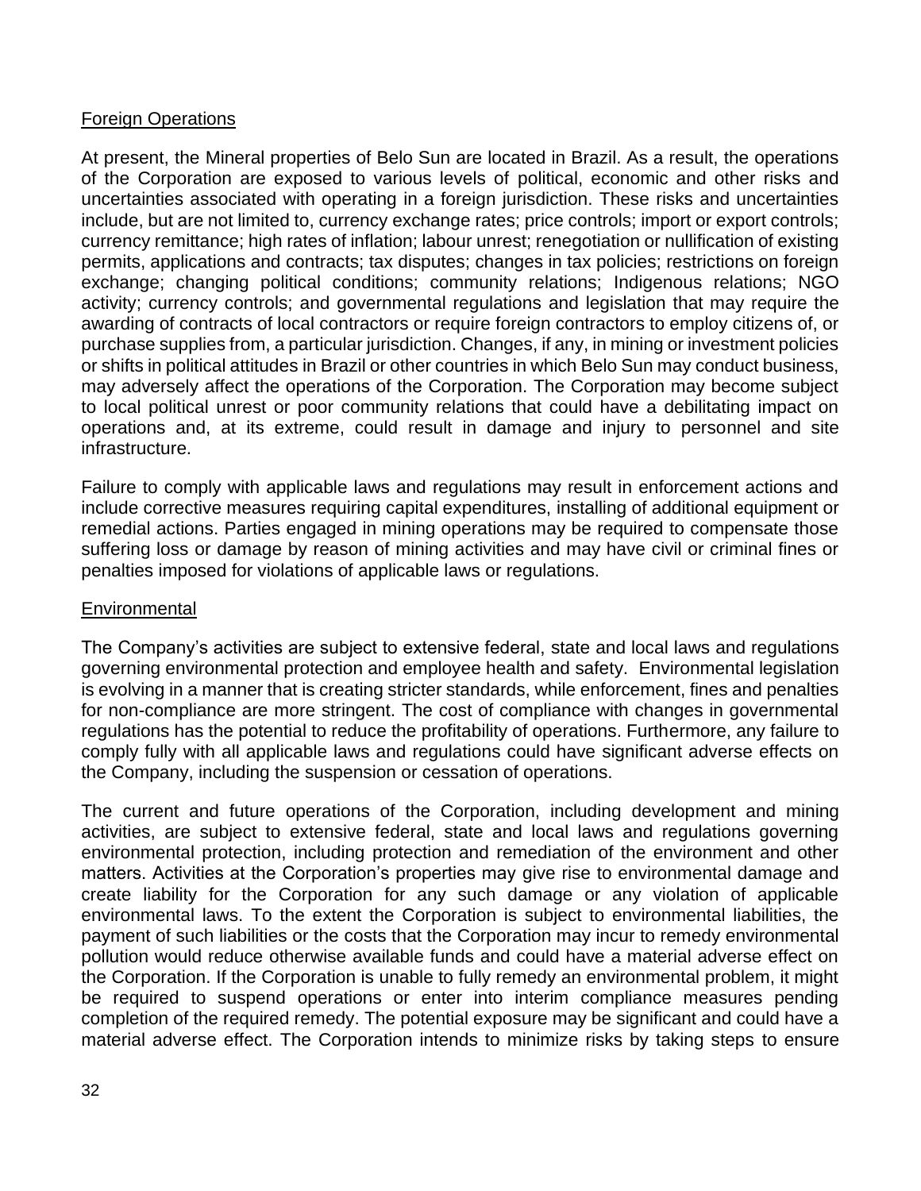Foreign Operations

At present, the Mineral properties of Belo Sun are located in Brazil. As a result, the operations of the Corporation are exposed to various levels of political, economic and other risks and uncertainties associated with operating in a foreign jurisdiction. These risks and uncertainties include, but are not limited to, currency exchange rates; price controls; import or export controls; currency remittance; high rates of inflation; labour unrest; renegotiation or nullification of existing permits, applications and contracts; tax disputes; changes in tax policies; restrictions on foreign exchange; changing political conditions; community relations; Indigenous relations; NGO activity; currency controls; and governmental regulations and legislation that may require the awarding of contracts of local contractors or require foreign contractors to employ citizens of, or purchase supplies from, a particular jurisdiction. Changes, if any, in mining or investment policies or shifts in political attitudes in Brazil or other countries in which Belo Sun may conduct business, may adversely affect the operations of the Corporation. The Corporation may become subject to local political unrest or poor community relations that could have a debilitating impact on operations and, at its extreme, could result in damage and injury to personnel and site infrastructure.

Failure to comply with applicable laws and regulations may result in enforcement actions and include corrective measures requiring capital expenditures, installing of additional equipment or remedial actions. Parties engaged in mining operations may be required to compensate those suffering loss or damage by reason of mining activities and may have civil or criminal fines or penalties imposed for violations of applicable laws or regulations.

Environmental

The Company's activities are subject to extensive federal, state and local laws and regulations governing environmental protection and employee health and safety. Environmental legislation is evolving in a manner that is creating stricter standards, while enforcement, fines and penalties for non-compliance are more stringent. The cost of compliance with changes in governmental regulations has the potential to reduce the profitability of operations. Furthermore, any failure to comply fully with all applicable laws and regulations could have significant adverse effects on the Company, including the suspension or cessation of operations.

The current and future operations of the Corporation, including development and mining activities, are subject to extensive federal, state and local laws and regulations governing environmental protection, including protection and remediation of the environment and other matters. Activities at the Corporation's properties may give rise to environmental damage and create liability for the Corporation for any such damage or any violation of applicable environmental laws. To the extent the Corporation is subject to environmental liabilities, the payment of such liabilities or the costs that the Corporation may incur to remedy environmental pollution would reduce otherwise available funds and could have a material adverse effect on the Corporation. If the Corporation is unable to fully remedy an environmental problem, it might be required to suspend operations or enter into interim compliance measures pending completion of the required remedy. The potential exposure may be significant and could have a material adverse effect. The Corporation intends to minimize risks by taking steps to ensure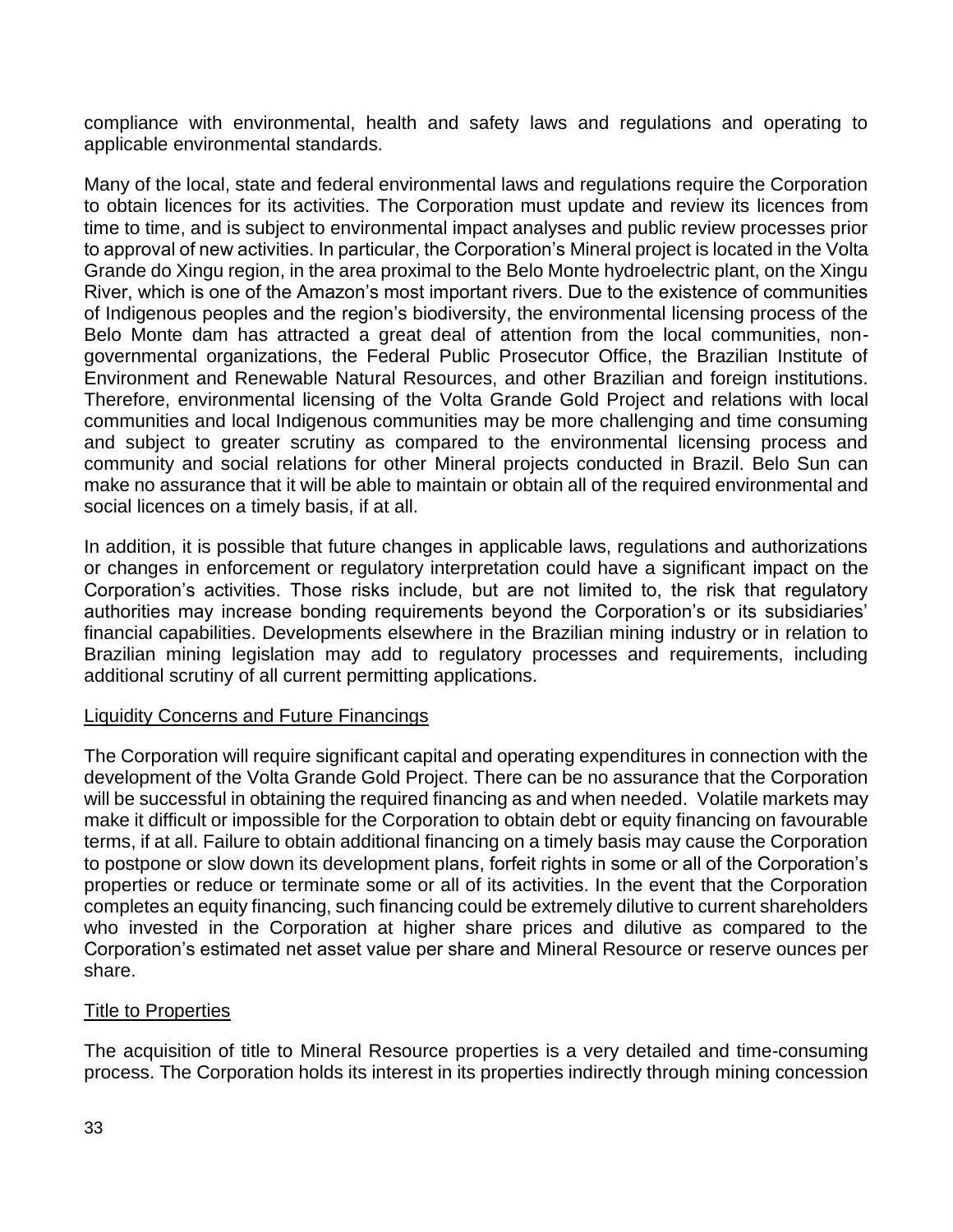compliance with environmental, health and safety laws and regulations and operating to applicable environmental standards.

Many of the local, state and federal environmental laws and regulations require the Corporation to obtain licences for its activities. The Corporation must update and review its licences from time to time, and is subject to environmental impact analyses and public review processes prior to approval of new activities. In particular, the Corporation's Mineral project is located in the Volta Grande do Xingu region, in the area proximal to the Belo Monte hydroelectric plant, on the Xingu River, which is one of the Amazon's most important rivers. Due to the existence of communities of Indigenous peoples and the region's biodiversity, the environmental licensing process of the Belo Monte dam has attracted a great deal of attention from the local communities, non-governmental organizations, the Federal Public Prosecutor Office, the Brazilian Institute of Environment and Renewable Natural Resources, and other Brazilian and foreign institutions. Therefore, environmental licensing of the Volta Grande Gold Project and relations with local communities and local Indigenous communities may be more challenging and time consuming and subject to greater scrutiny as compared to the environmental licensing process and community and social relations for other Mineral projects conducted in Brazil. Belo Sun can make no assurance that it will be able to maintain or obtain all of the required environmental and social licences on a timely basis, if at all.

In addition, it is possible that future changes in applicable laws, regulations and authorizations or changes in enforcement or regulatory interpretation could have a significant impact on the Corporation's activities. Those risks include, but are not limited to, the risk that regulatory authorities may increase bonding requirements beyond the Corporation's or its subsidiaries' financial capabilities. Developments elsewhere in the Brazilian mining industry or in relation to Brazilian mining legislation may add to regulatory processes and requirements, including additional scrutiny of all current permitting applications.

## Liquidity Concerns and Future Financings

The Corporation will require significant capital and operating expenditures in connection with the development of the Volta Grande Gold Project. There can be no assurance that the Corporation will be successful in obtaining the required financing as and when needed. Volatile markets may make it difficult or impossible for the Corporation to obtain debt or equity financing on favourable terms, if at all. Failure to obtain additional financing on a timely basis may cause the Corporation to postpone or slow down its development plans, forfeit rights in some or all of the Corporation's properties or reduce or terminate some or all of its activities. In the event that the Corporation completes an equity financing, such financing could be extremely dilutive to current shareholders who invested in the Corporation at higher share prices and dilutive as compared to the Corporation's estimated net asset value per share and Mineral Resource or reserve ounces per share.

## Title to Properties

The acquisition of title to Mineral Resource properties is a very detailed and time-consuming process. The Corporation holds its interest in its properties indirectly through mining concession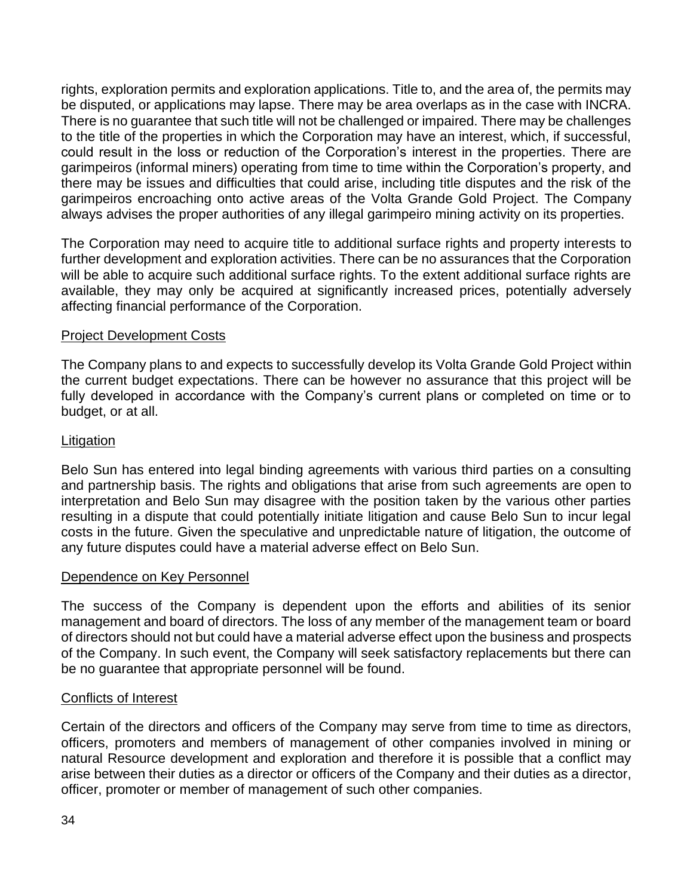rights, exploration permits and exploration applications. Title to, and the area of, the permits may be disputed, or applications may lapse. There may be area overlaps as in the case with INCRA. There is no guarantee that such title will not be challenged or impaired. There may be challenges to the title of the properties in which the Corporation may have an interest, which, if successful, could result in the loss or reduction of the Corporation's interest in the properties. There are garimpeiros (informal miners) operating from time to time within the Corporation's property, and there may be issues and difficulties that could arise, including title disputes and the risk of the garimpeiros encroaching onto active areas of the Volta Grande Gold Project. The Company always advises the proper authorities of any illegal garimpeiro mining activity on its properties.

The Corporation may need to acquire title to additional surface rights and property interests to further development and exploration activities. There can be no assurances that the Corporation will be able to acquire such additional surface rights. To the extent additional surface rights are available, they may only be acquired at significantly increased prices, potentially adversely affecting financial performance of the Corporation.

### Project Development Costs

The Company plans to and expects to successfully develop its Volta Grande Gold Project within the current budget expectations. There can be however no assurance that this project will be fully developed in accordance with the Company's current plans or completed on time or to budget, or at all.

### Litigation

Belo Sun has entered into legal binding agreements with various third parties on a consulting and partnership basis. The rights and obligations that arise from such agreements are open to interpretation and Belo Sun may disagree with the position taken by the various other parties resulting in a dispute that could potentially initiate litigation and cause Belo Sun to incur legal costs in the future. Given the speculative and unpredictable nature of litigation, the outcome of any future disputes could have a material adverse effect on Belo Sun.

### Dependence on Key Personnel

The success of the Company is dependent upon the efforts and abilities of its senior management and board of directors. The loss of any member of the management team or board of directors should not but could have a material adverse effect upon the business and prospects of the Company. In such event, the Company will seek satisfactory replacements but there can be no guarantee that appropriate personnel will be found.

### Conflicts of Interest

Certain of the directors and officers of the Company may serve from time to time as directors, officers, promoters and members of management of other companies involved in mining or natural Resource development and exploration and therefore it is possible that a conflict may arise between their duties as a director or officers of the Company and their duties as a director, officer, promoter or member of management of such other companies.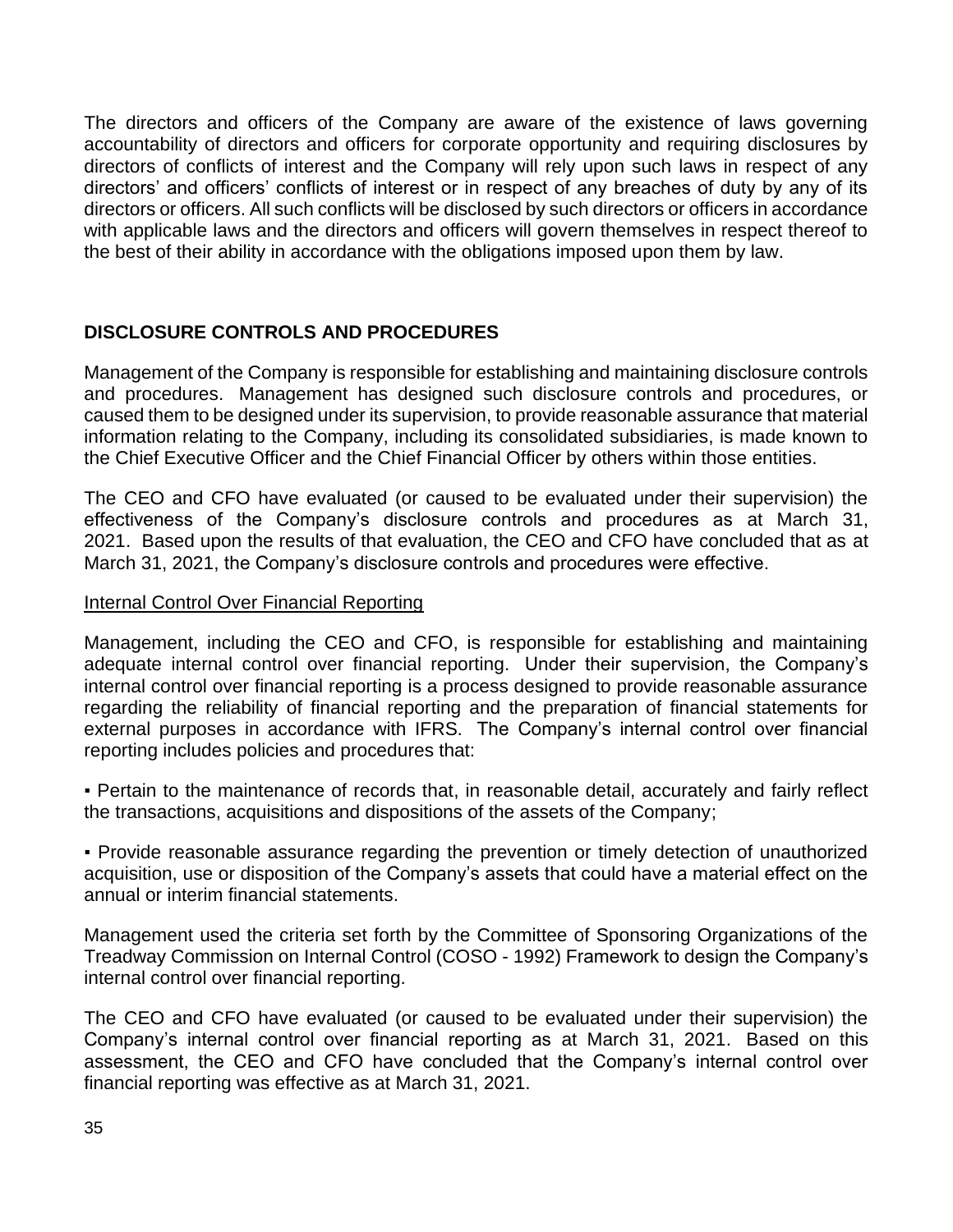The directors and officers of the Company are aware of the existence of laws governing accountability of directors and officers for corporate opportunity and requiring disclosures by directors of conflicts of interest and the Company will rely upon such laws in respect of any directors' and officers' conflicts of interest or in respect of any breaches of duty by any of its directors or officers. All such conflicts will be disclosed by such directors or officers in accordance with applicable laws and the directors and officers will govern themselves in respect thereof to the best of their ability in accordance with the obligations imposed upon them by law.

## DISCLOSURE CONTROLS AND PROCEDURES

Management of the Company is responsible for establishing and maintaining disclosure controls and procedures. Management has designed such disclosure controls and procedures, or caused them to be designed under its supervision, to provide reasonable assurance that material information relating to the Company, including its consolidated subsidiaries, is made known to the Chief Executive Officer and the Chief Financial Officer by others within those entities.

The CEO and CFO have evaluated (or caused to be evaluated under their supervision) the effectiveness of the Company's disclosure controls and procedures as at March 31, 2021. Based upon the results of that evaluation, the CEO and CFO have concluded that as at March 31, 2021, the Company's disclosure controls and procedures were effective.

### Internal Control Over Financial Reporting

Management, including the CEO and CFO, is responsible for establishing and maintaining adequate internal control over financial reporting. Under their supervision, the Company's internal control over financial reporting is a process designed to provide reasonable assurance regarding the reliability of financial reporting and the preparation of financial statements for external purposes in accordance with IFRS. The Company's internal control over financial reporting includes policies and procedures that:

- Pertain to the maintenance of records that, in reasonable detail, accurately and fairly reflect the transactions, acquisitions and dispositions of the assets of the Company;

- Provide reasonable assurance regarding the prevention or timely detection of unauthorized acquisition, use or disposition of the Company's assets that could have a material effect on the annual or interim financial statements.

Management used the criteria set forth by the Committee of Sponsoring Organizations of the Treadway Commission on Internal Control (COSO - 1992) Framework to design the Company's internal control over financial reporting.

The CEO and CFO have evaluated (or caused to be evaluated under their supervision) the Company's internal control over financial reporting as at March 31, 2021. Based on this assessment, the CEO and CFO have concluded that the Company's internal control over financial reporting was effective as at March 31, 2021.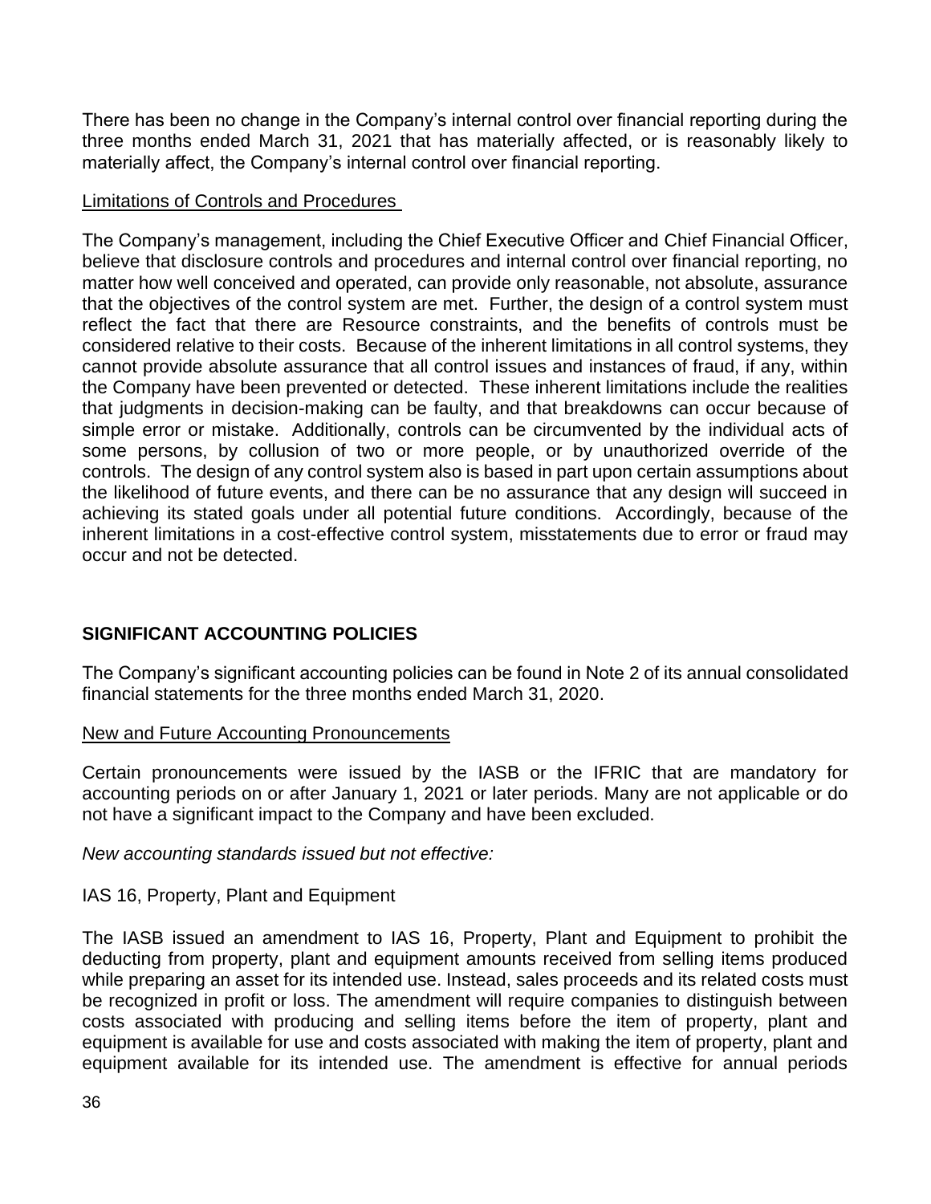There has been no change in the Company's internal control over financial reporting during the three months ended March 31, 2021 that has materially affected, or is reasonably likely to materially affect, the Company's internal control over financial reporting.

Limitations of Controls and Procedures

The Company's management, including the Chief Executive Officer and Chief Financial Officer, believe that disclosure controls and procedures and internal control over financial reporting, no matter how well conceived and operated, can provide only reasonable, not absolute, assurance that the objectives of the control system are met. Further, the design of a control system must reflect the fact that there are Resource constraints, and the benefits of controls must be considered relative to their costs. Because of the inherent limitations in all control systems, they cannot provide absolute assurance that all control issues and instances of fraud, if any, within the Company have been prevented or detected. These inherent limitations include the realities that judgments in decision-making can be faulty, and that breakdowns can occur because of simple error or mistake. Additionally, controls can be circumvented by the individual acts of some persons, by collusion of two or more people, or by unauthorized override of the controls. The design of any control system also is based in part upon certain assumptions about the likelihood of future events, and there can be no assurance that any design will succeed in achieving its stated goals under all potential future conditions. Accordingly, because of the inherent limitations in a cost-effective control system, misstatements due to error or fraud may occur and not be detected.

## SIGNIFICANT ACCOUNTING POLICIES

The Company's significant accounting policies can be found in Note 2 of its annual consolidated financial statements for the three months ended March 31, 2020.

New and Future Accounting Pronouncements

Certain pronouncements were issued by the IASB or the IFRIC that are mandatory for accounting periods on or after January 1, 2021 or later periods. Many are not applicable or do not have a significant impact to the Company and have been excluded.

*New accounting standards issued but not effective:*

IAS 16, Property, Plant and Equipment

The IASB issued an amendment to IAS 16, Property, Plant and Equipment to prohibit the deducting from property, plant and equipment amounts received from selling items produced while preparing an asset for its intended use. Instead, sales proceeds and its related costs must be recognized in profit or loss. The amendment will require companies to distinguish between costs associated with producing and selling items before the item of property, plant and equipment is available for use and costs associated with making the item of property, plant and equipment available for its intended use. The amendment is effective for annual periods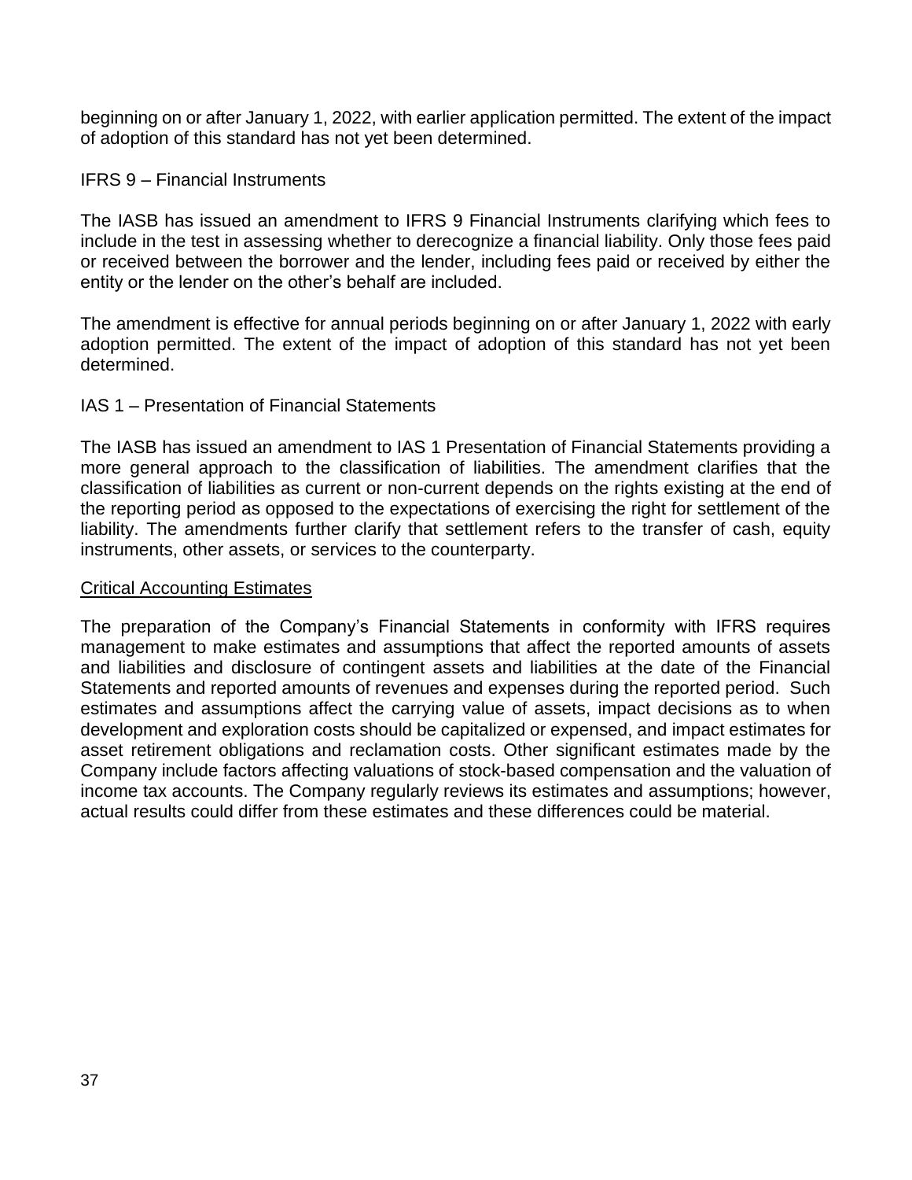beginning on or after January 1, 2022, with earlier application permitted. The extent of the impact of adoption of this standard has not yet been determined.

IFRS 9 – Financial Instruments

The IASB has issued an amendment to IFRS 9 Financial Instruments clarifying which fees to include in the test in assessing whether to derecognize a financial liability. Only those fees paid or received between the borrower and the lender, including fees paid or received by either the entity or the lender on the other's behalf are included.

The amendment is effective for annual periods beginning on or after January 1, 2022 with early adoption permitted. The extent of the impact of adoption of this standard has not yet been determined.

IAS 1 – Presentation of Financial Statements

The IASB has issued an amendment to IAS 1 Presentation of Financial Statements providing a more general approach to the classification of liabilities. The amendment clarifies that the classification of liabilities as current or non-current depends on the rights existing at the end of the reporting period as opposed to the expectations of exercising the right for settlement of the liability. The amendments further clarify that settlement refers to the transfer of cash, equity instruments, other assets, or services to the counterparty.

## Critical Accounting Estimates

The preparation of the Company's Financial Statements in conformity with IFRS requires management to make estimates and assumptions that affect the reported amounts of assets and liabilities and disclosure of contingent assets and liabilities at the date of the Financial Statements and reported amounts of revenues and expenses during the reported period. Such estimates and assumptions affect the carrying value of assets, impact decisions as to when development and exploration costs should be capitalized or expensed, and impact estimates for asset retirement obligations and reclamation costs. Other significant estimates made by the Company include factors affecting valuations of stock-based compensation and the valuation of income tax accounts. The Company regularly reviews its estimates and assumptions; however, actual results could differ from these estimates and these differences could be material.